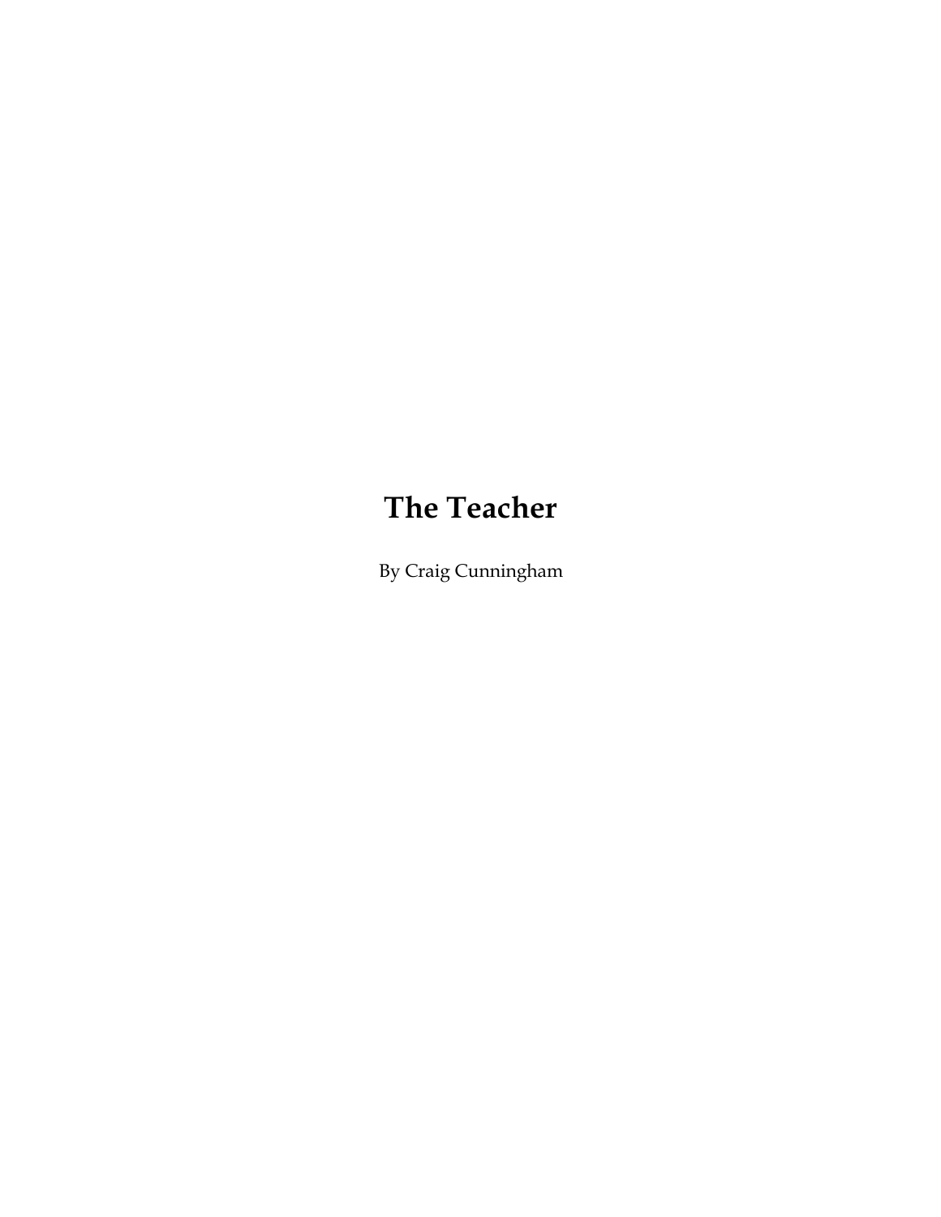# The Teacher

By Craig Cunningham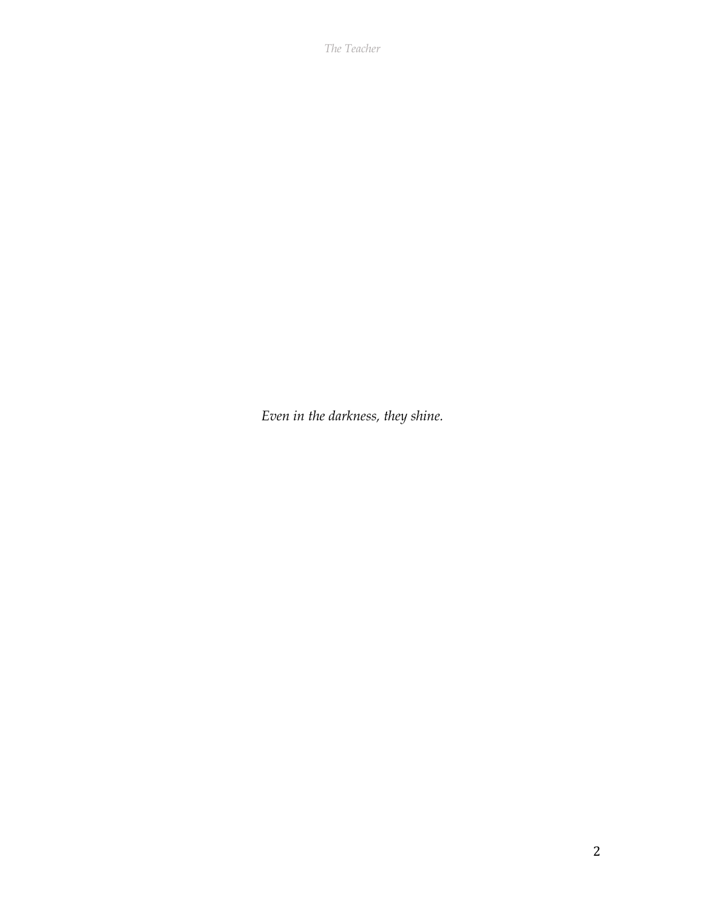*Even in the darkness, they shine.*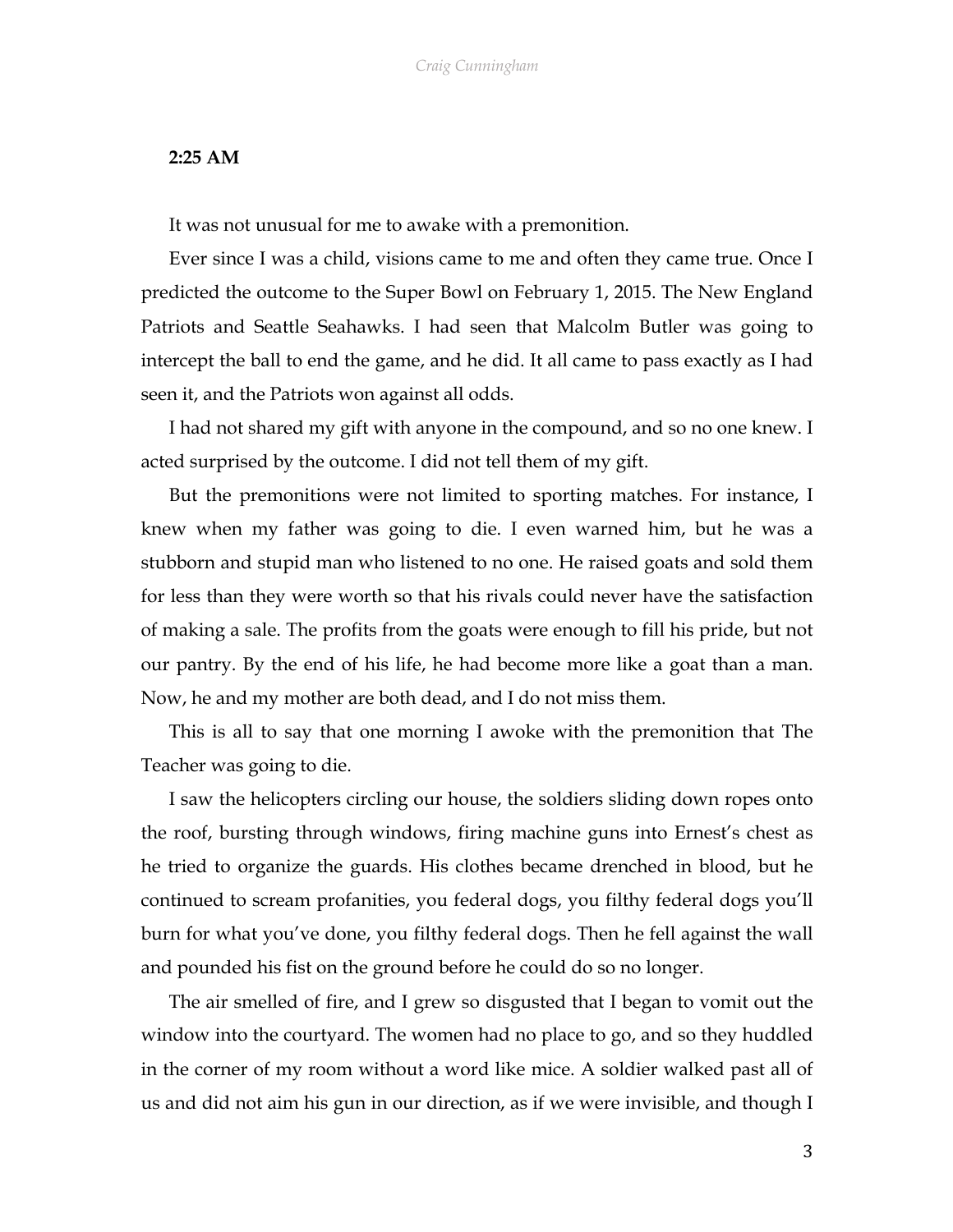**2:25 AM**

It was not unusual for me to awake with a premonition.

Ever since I was a child, visions came to me and often they came true. Once I predicted the outcome to the Super Bowl on February 1, 2015. The New England Patriots and Seattle Seahawks. I had seen that Malcolm Butler was going to intercept the ball to end the game, and he did. It all came to pass exactly as I had seen it, and the Patriots won against all odds.

I had not shared my gift with anyone in the compound, and so no one knew. I acted surprised by the outcome. I did not tell them of my gift.

But the premonitions were not limited to sporting matches. For instance, I knew when my father was going to die. I even warned him, but he was a stubborn and stupid man who listened to no one. He raised goats and sold them for less than they were worth so that his rivals could never have the satisfaction of making a sale. The profits from the goats were enough to fill his pride, but not our pantry. By the end of his life, he had become more like a goat than a man. Now, he and my mother are both dead, and I do not miss them.

This is all to say that one morning I awoke with the premonition that The Teacher was going to die.

I saw the helicopters circling our house, the soldiers sliding down ropes onto the roof, bursting through windows, firing machine guns into Ernest's chest as he tried to organize the guards. His clothes became drenched in blood, but he continued to scream profanities, you federal dogs, you filthy federal dogs you'll burn for what you've done, you filthy federal dogs. Then he fell against the wall and pounded his fist on the ground before he could do so no longer.

The air smelled of fire, and I grew so disgusted that I began to vomit out the window into the courtyard. The women had no place to go, and so they huddled in the corner of my room without a word like mice. A soldier walked past all of us and did not aim his gun in our direction, as if we were invisible, and though I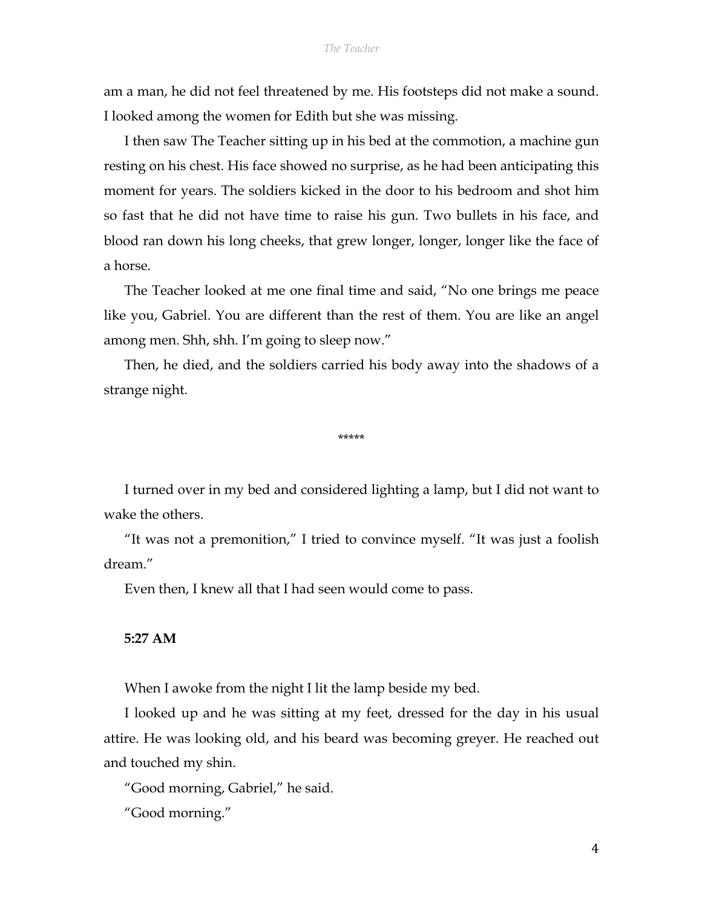am a man, he did not feel threatened by me. His footsteps did not make a sound. I looked among the women for Edith but she was missing.

I then saw The Teacher sitting up in his bed at the commotion, a machine gun resting on his chest. His face showed no surprise, as he had been anticipating this moment for years. The soldiers kicked in the door to his bedroom and shot him so fast that he did not have time to raise his gun. Two bullets in his face, and blood ran down his long cheeks, that grew longer, longer, longer like the face of a horse.

The Teacher looked at me one final time and said, "No one brings me peace like you, Gabriel. You are different than the rest of them. You are like an angel among men. Shh, shh. I'm going to sleep now."

Then, he died, and the soldiers carried his body away into the shadows of a strange night.

*****

I turned over in my bed and considered lighting a lamp, but I did not want to wake the others.

"It was not a premonition," I tried to convince myself. "It was just a foolish dream."

Even then, I knew all that I had seen would come to pass.

**5:27 AM**

When I awoke from the night I lit the lamp beside my bed.

I looked up and he was sitting at my feet, dressed for the day in his usual attire. He was looking old, and his beard was becoming greyer. He reached out and touched my shin.

"Good morning, Gabriel," he said.

"Good morning."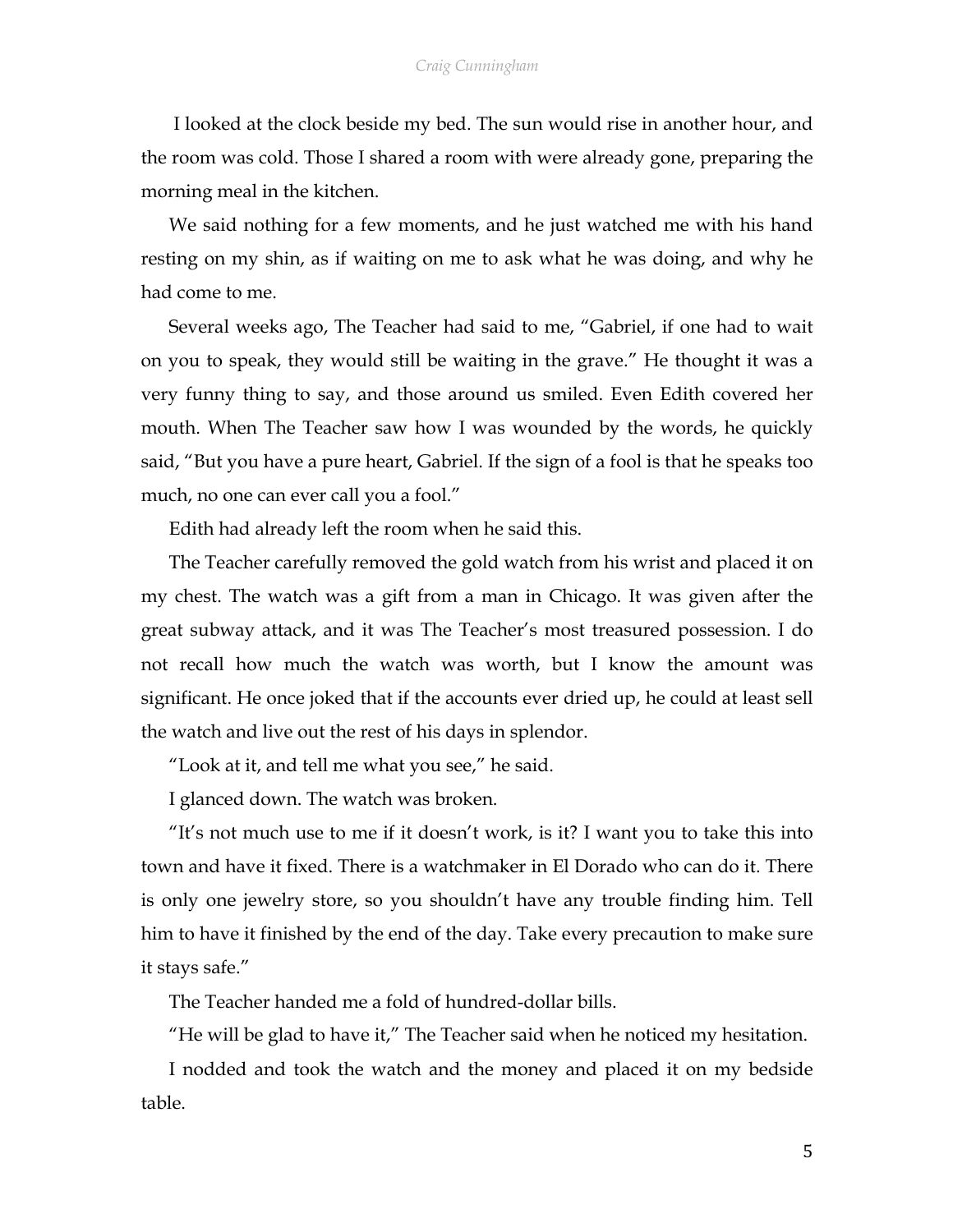I looked at the clock beside my bed. The sun would rise in another hour, and the room was cold. Those I shared a room with were already gone, preparing the morning meal in the kitchen.

We said nothing for a few moments, and he just watched me with his hand resting on my shin, as if waiting on me to ask what he was doing, and why he had come to me.

Several weeks ago, The Teacher had said to me, "Gabriel, if one had to wait on you to speak, they would still be waiting in the grave." He thought it was a very funny thing to say, and those around us smiled. Even Edith covered her mouth. When The Teacher saw how I was wounded by the words, he quickly said, "But you have a pure heart, Gabriel. If the sign of a fool is that he speaks too much, no one can ever call you a fool."

Edith had already left the room when he said this.

The Teacher carefully removed the gold watch from his wrist and placed it on my chest. The watch was a gift from a man in Chicago. It was given after the great subway attack, and it was The Teacher's most treasured possession. I do not recall how much the watch was worth, but I know the amount was significant. He once joked that if the accounts ever dried up, he could at least sell the watch and live out the rest of his days in splendor.

"Look at it, and tell me what you see," he said.

I glanced down. The watch was broken.

"It's not much use to me if it doesn't work, is it? I want you to take this into town and have it fixed. There is a watchmaker in El Dorado who can do it. There is only one jewelry store, so you shouldn't have any trouble finding him. Tell him to have it finished by the end of the day. Take every precaution to make sure it stays safe."

The Teacher handed me a fold of hundred-dollar bills.

"He will be glad to have it," The Teacher said when he noticed my hesitation.

I nodded and took the watch and the money and placed it on my bedside table.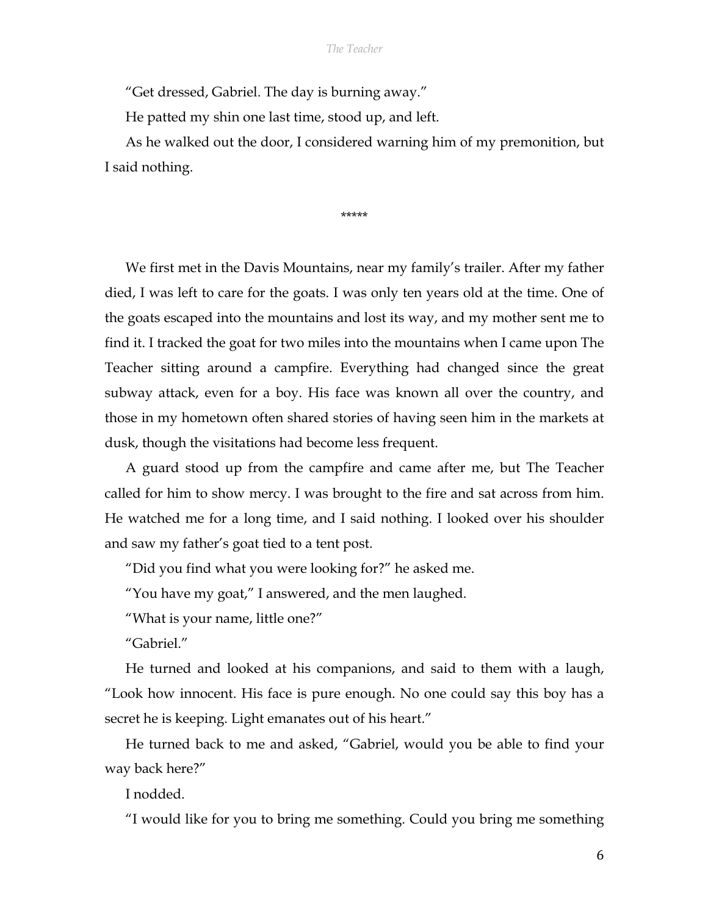"Get dressed, Gabriel. The day is burning away."

He patted my shin one last time, stood up, and left.

As he walked out the door, I considered warning him of my premonition, but I said nothing.

*****

We first met in the Davis Mountains, near my family's trailer. After my father died, I was left to care for the goats. I was only ten years old at the time. One of the goats escaped into the mountains and lost its way, and my mother sent me to find it. I tracked the goat for two miles into the mountains when I came upon The Teacher sitting around a campfire. Everything had changed since the great subway attack, even for a boy. His face was known all over the country, and those in my hometown often shared stories of having seen him in the markets at dusk, though the visitations had become less frequent.

A guard stood up from the campfire and came after me, but The Teacher called for him to show mercy. I was brought to the fire and sat across from him. He watched me for a long time, and I said nothing. I looked over his shoulder and saw my father's goat tied to a tent post.

"Did you find what you were looking for?" he asked me.

"You have my goat," I answered, and the men laughed.

"What is your name, little one?"

"Gabriel."

He turned and looked at his companions, and said to them with a laugh, "Look how innocent. His face is pure enough. No one could say this boy has a secret he is keeping. Light emanates out of his heart."

He turned back to me and asked, "Gabriel, would you be able to find your way back here?"

I nodded.

"I would like for you to bring me something. Could you bring me something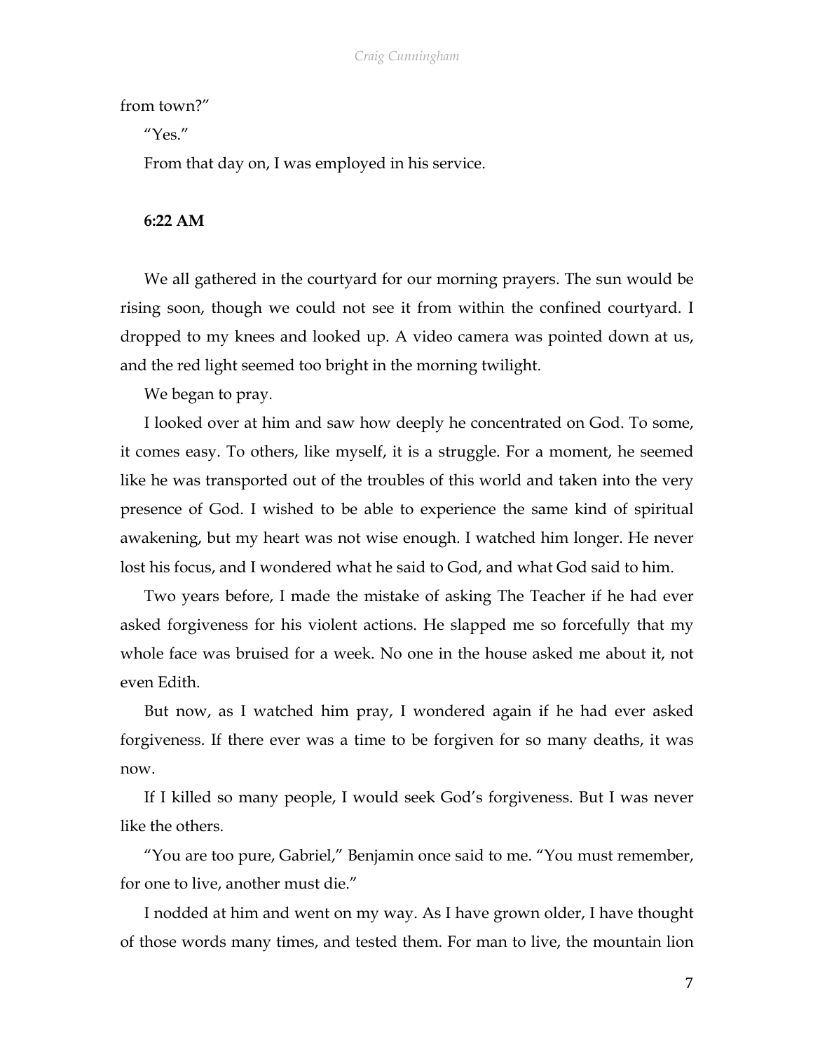from town?"

"Yes."

From that day on, I was employed in his service.

**6:22 AM**

We all gathered in the courtyard for our morning prayers. The sun would be rising soon, though we could not see it from within the confined courtyard. I dropped to my knees and looked up. A video camera was pointed down at us, and the red light seemed too bright in the morning twilight.

We began to pray.

I looked over at him and saw how deeply he concentrated on God. To some, it comes easy. To others, like myself, it is a struggle. For a moment, he seemed like he was transported out of the troubles of this world and taken into the very presence of God. I wished to be able to experience the same kind of spiritual awakening, but my heart was not wise enough. I watched him longer. He never lost his focus, and I wondered what he said to God, and what God said to him.

Two years before, I made the mistake of asking The Teacher if he had ever asked forgiveness for his violent actions. He slapped me so forcefully that my whole face was bruised for a week. No one in the house asked me about it, not even Edith.

But now, as I watched him pray, I wondered again if he had ever asked forgiveness. If there ever was a time to be forgiven for so many deaths, it was now.

If I killed so many people, I would seek God's forgiveness. But I was never like the others.

"You are too pure, Gabriel," Benjamin once said to me. "You must remember, for one to live, another must die."

I nodded at him and went on my way. As I have grown older, I have thought of those words many times, and tested them. For man to live, the mountain lion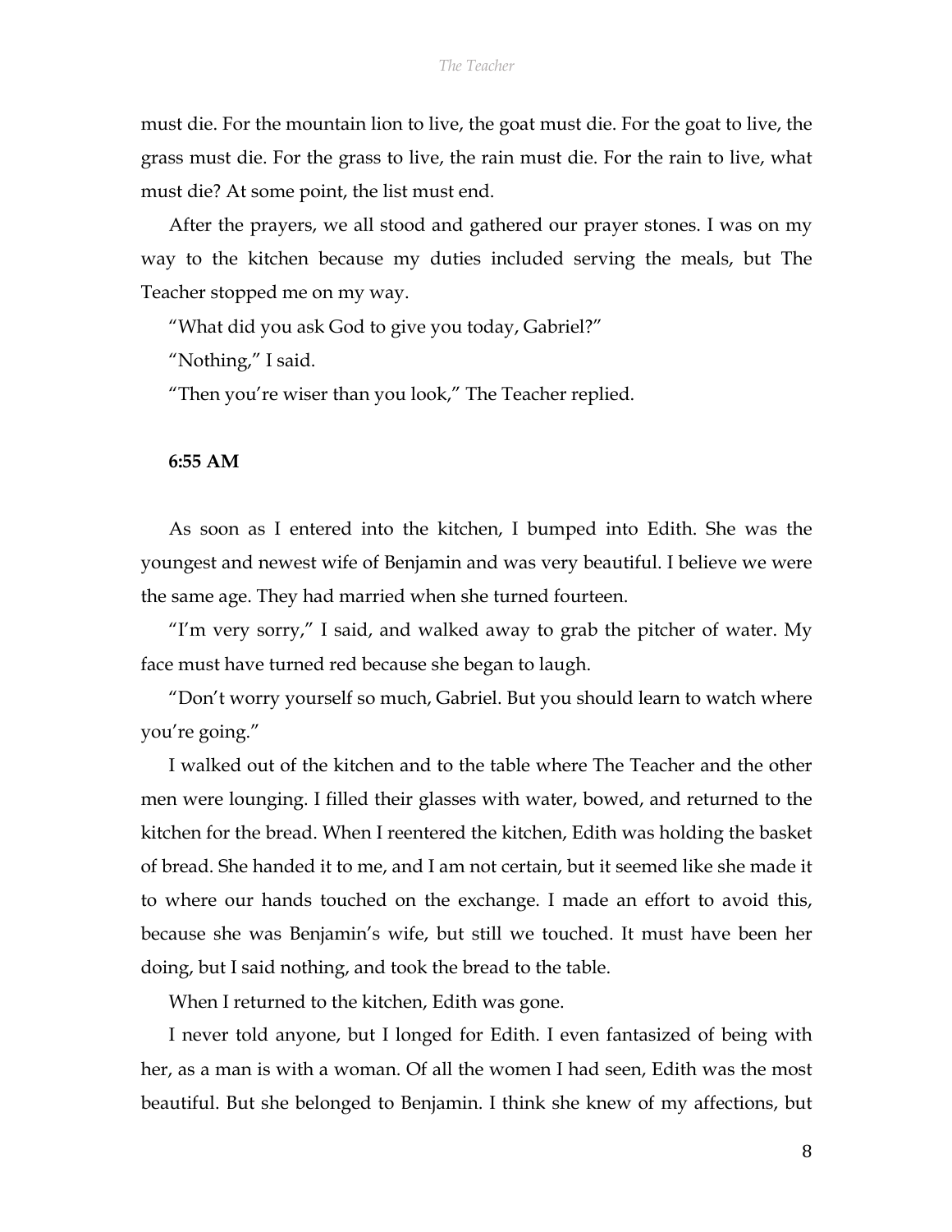must die. For the mountain lion to live, the goat must die. For the goat to live, the grass must die. For the grass to live, the rain must die. For the rain to live, what must die? At some point, the list must end.

After the prayers, we all stood and gathered our prayer stones. I was on my way to the kitchen because my duties included serving the meals, but The Teacher stopped me on my way.

"What did you ask God to give you today, Gabriel?"

"Nothing," I said.

"Then you're wiser than you look," The Teacher replied.

**6:55 AM**

As soon as I entered into the kitchen, I bumped into Edith. She was the youngest and newest wife of Benjamin and was very beautiful. I believe we were the same age. They had married when she turned fourteen.

"I'm very sorry," I said, and walked away to grab the pitcher of water. My face must have turned red because she began to laugh.

"Don't worry yourself so much, Gabriel. But you should learn to watch where you're going."

I walked out of the kitchen and to the table where The Teacher and the other men were lounging. I filled their glasses with water, bowed, and returned to the kitchen for the bread. When I reentered the kitchen, Edith was holding the basket of bread. She handed it to me, and I am not certain, but it seemed like she made it to where our hands touched on the exchange. I made an effort to avoid this, because she was Benjamin's wife, but still we touched. It must have been her doing, but I said nothing, and took the bread to the table.

When I returned to the kitchen, Edith was gone.

I never told anyone, but I longed for Edith. I even fantasized of being with her, as a man is with a woman. Of all the women I had seen, Edith was the most beautiful. But she belonged to Benjamin. I think she knew of my affections, but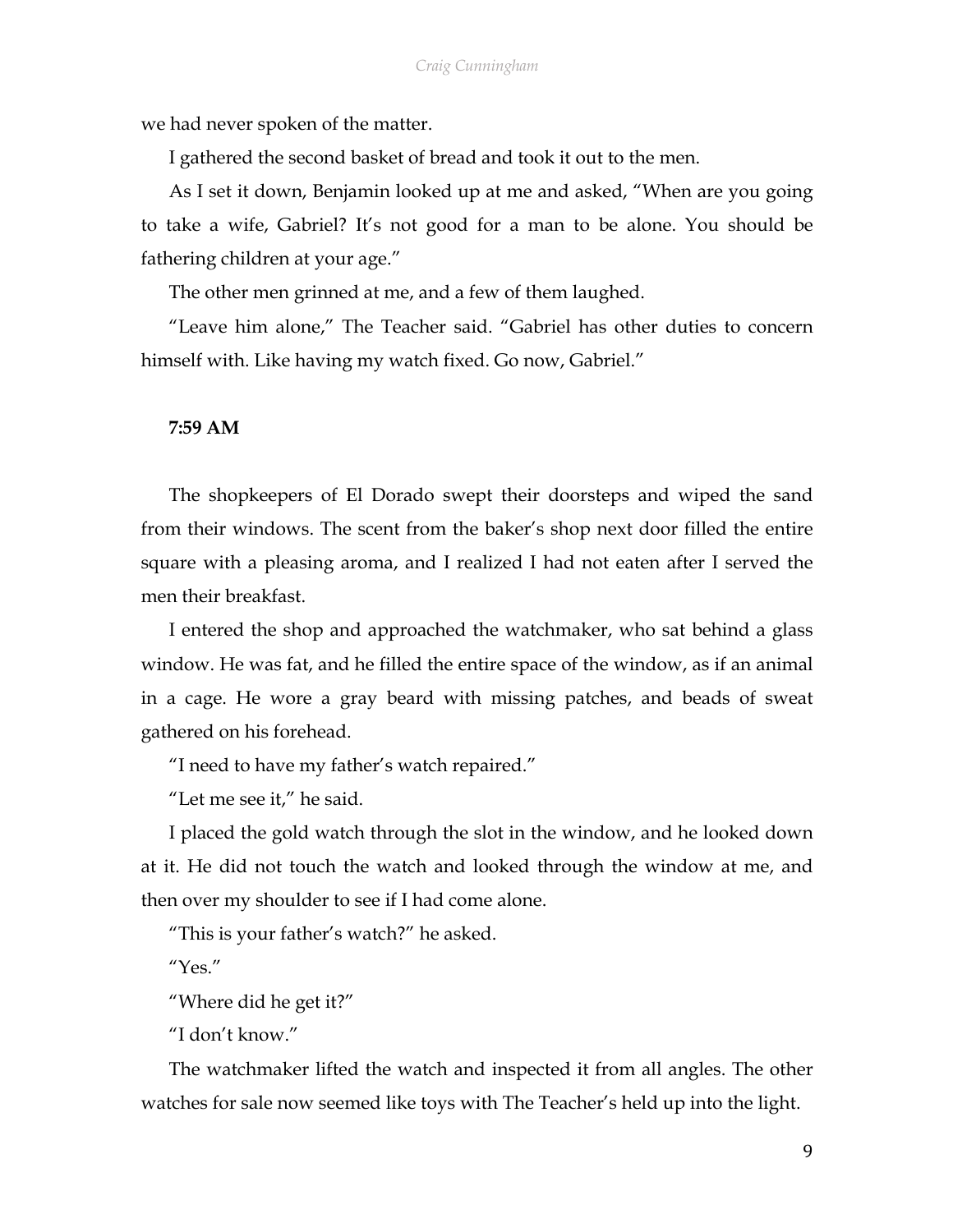we had never spoken of the matter.

I gathered the second basket of bread and took it out to the men.

As I set it down, Benjamin looked up at me and asked, “When are you going to take a wife, Gabriel? It’s not good for a man to be alone. You should be fathering children at your age.”

The other men grinned at me, and a few of them laughed.

“Leave him alone,” The Teacher said. “Gabriel has other duties to concern himself with. Like having my watch fixed. Go now, Gabriel.”

**7:59 AM**

The shopkeepers of El Dorado swept their doorsteps and wiped the sand from their windows. The scent from the baker’s shop next door filled the entire square with a pleasing aroma, and I realized I had not eaten after I served the men their breakfast.

I entered the shop and approached the watchmaker, who sat behind a glass window. He was fat, and he filled the entire space of the window, as if an animal in a cage. He wore a gray beard with missing patches, and beads of sweat gathered on his forehead.

“I need to have my father’s watch repaired.”

“Let me see it,” he said.

I placed the gold watch through the slot in the window, and he looked down at it. He did not touch the watch and looked through the window at me, and then over my shoulder to see if I had come alone.

“This is your father’s watch?” he asked.

“Yes.”

“Where did he get it?”

“I don’t know.”

The watchmaker lifted the watch and inspected it from all angles. The other watches for sale now seemed like toys with The Teacher’s held up into the light.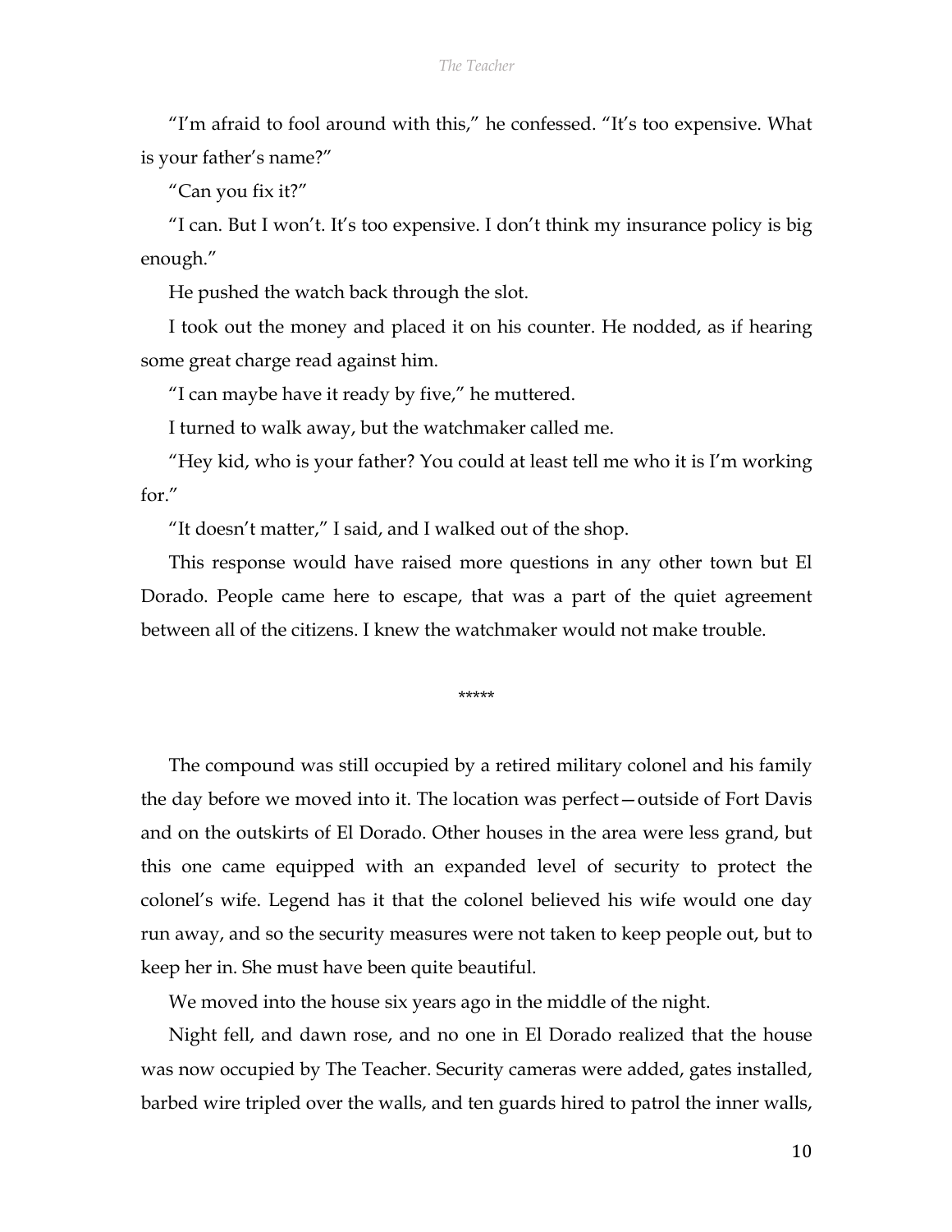"I'm afraid to fool around with this," he confessed. "It's too expensive. What is your father's name?"

"Can you fix it?"

"I can. But I won't. It's too expensive. I don't think my insurance policy is big enough."

He pushed the watch back through the slot.

I took out the money and placed it on his counter. He nodded, as if hearing some great charge read against him.

"I can maybe have it ready by five," he muttered.

I turned to walk away, but the watchmaker called me.

"Hey kid, who is your father? You could at least tell me who it is I'm working for."

"It doesn't matter," I said, and I walked out of the shop.

This response would have raised more questions in any other town but El Dorado. People came here to escape, that was a part of the quiet agreement between all of the citizens. I knew the watchmaker would not make trouble.

*****

The compound was still occupied by a retired military colonel and his family the day before we moved into it. The location was perfect—outside of Fort Davis and on the outskirts of El Dorado. Other houses in the area were less grand, but this one came equipped with an expanded level of security to protect the colonel's wife. Legend has it that the colonel believed his wife would one day run away, and so the security measures were not taken to keep people out, but to keep her in. She must have been quite beautiful.

We moved into the house six years ago in the middle of the night.

Night fell, and dawn rose, and no one in El Dorado realized that the house was now occupied by The Teacher. Security cameras were added, gates installed, barbed wire tripled over the walls, and ten guards hired to patrol the inner walls,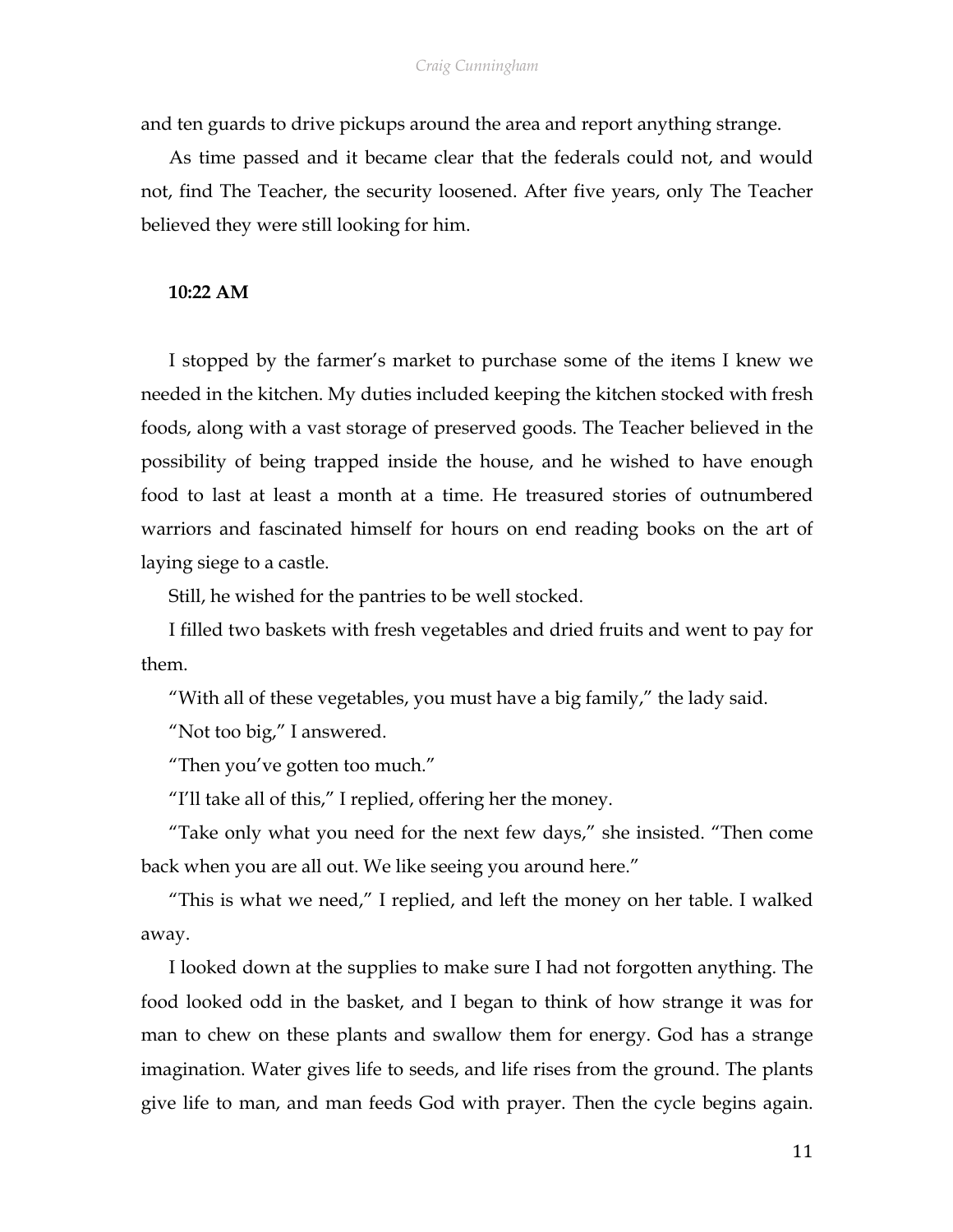and ten guards to drive pickups around the area and report anything strange.

As time passed and it became clear that the federals could not, and would not, find The Teacher, the security loosened. After five years, only The Teacher believed they were still looking for him.

**10:22 AM**

I stopped by the farmer's market to purchase some of the items I knew we needed in the kitchen. My duties included keeping the kitchen stocked with fresh foods, along with a vast storage of preserved goods. The Teacher believed in the possibility of being trapped inside the house, and he wished to have enough food to last at least a month at a time. He treasured stories of outnumbered warriors and fascinated himself for hours on end reading books on the art of laying siege to a castle.

Still, he wished for the pantries to be well stocked.

I filled two baskets with fresh vegetables and dried fruits and went to pay for them.

"With all of these vegetables, you must have a big family," the lady said.

"Not too big," I answered.

"Then you've gotten too much."

"I'll take all of this," I replied, offering her the money.

"Take only what you need for the next few days," she insisted. "Then come back when you are all out. We like seeing you around here."

"This is what we need," I replied, and left the money on her table. I walked away.

I looked down at the supplies to make sure I had not forgotten anything. The food looked odd in the basket, and I began to think of how strange it was for man to chew on these plants and swallow them for energy. God has a strange imagination. Water gives life to seeds, and life rises from the ground. The plants give life to man, and man feeds God with prayer. Then the cycle begins again.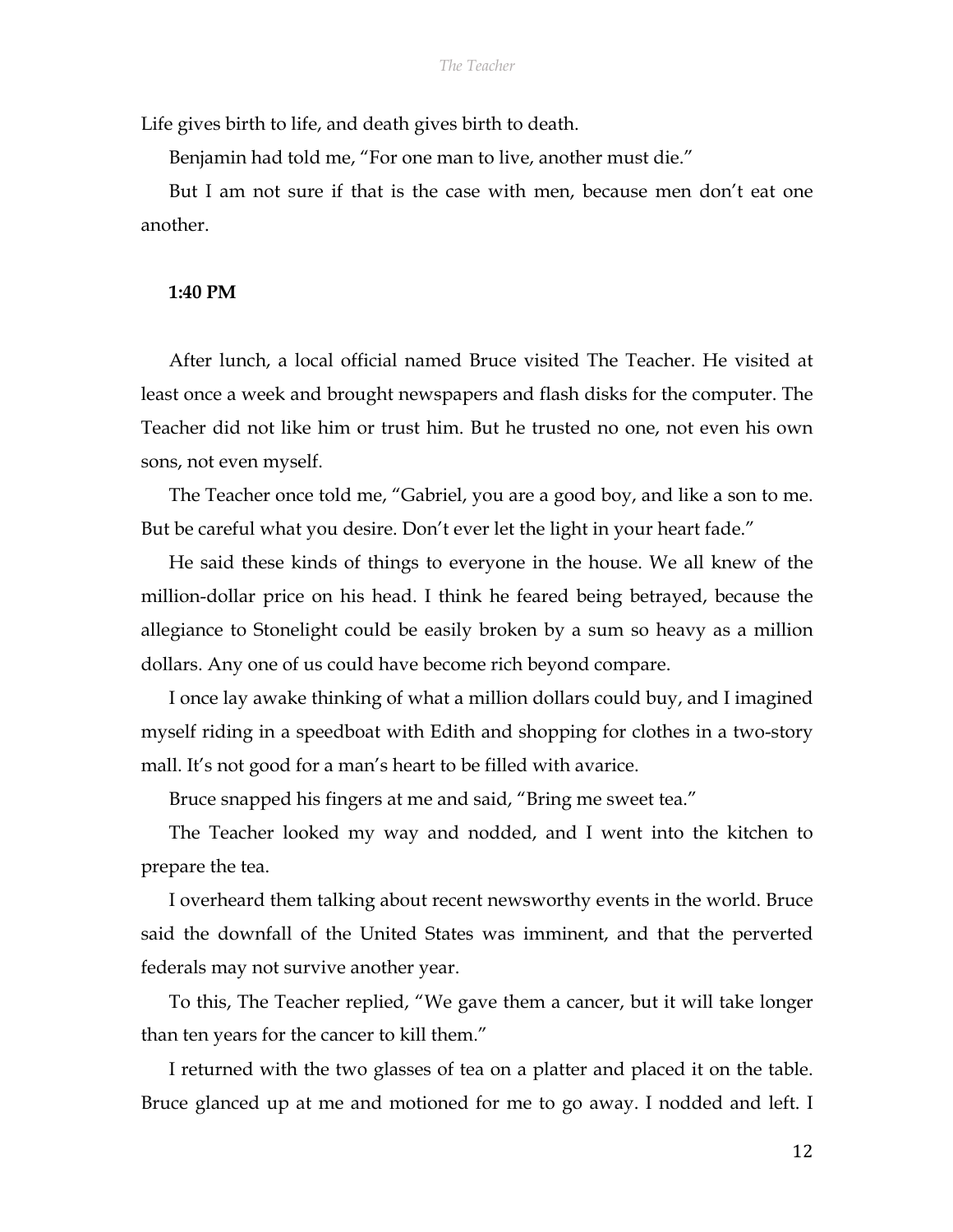Life gives birth to life, and death gives birth to death.

Benjamin had told me, "For one man to live, another must die."

But I am not sure if that is the case with men, because men don't eat one another.

**1:40 PM**

After lunch, a local official named Bruce visited The Teacher. He visited at least once a week and brought newspapers and flash disks for the computer. The Teacher did not like him or trust him. But he trusted no one, not even his own sons, not even myself.

The Teacher once told me, "Gabriel, you are a good boy, and like a son to me. But be careful what you desire. Don't ever let the light in your heart fade."

He said these kinds of things to everyone in the house. We all knew of the million-dollar price on his head. I think he feared being betrayed, because the allegiance to Stonelight could be easily broken by a sum so heavy as a million dollars. Any one of us could have become rich beyond compare.

I once lay awake thinking of what a million dollars could buy, and I imagined myself riding in a speedboat with Edith and shopping for clothes in a two-story mall. It's not good for a man's heart to be filled with avarice.

Bruce snapped his fingers at me and said, "Bring me sweet tea."

The Teacher looked my way and nodded, and I went into the kitchen to prepare the tea.

I overheard them talking about recent newsworthy events in the world. Bruce said the downfall of the United States was imminent, and that the perverted federals may not survive another year.

To this, The Teacher replied, "We gave them a cancer, but it will take longer than ten years for the cancer to kill them."

I returned with the two glasses of tea on a platter and placed it on the table. Bruce glanced up at me and motioned for me to go away. I nodded and left. I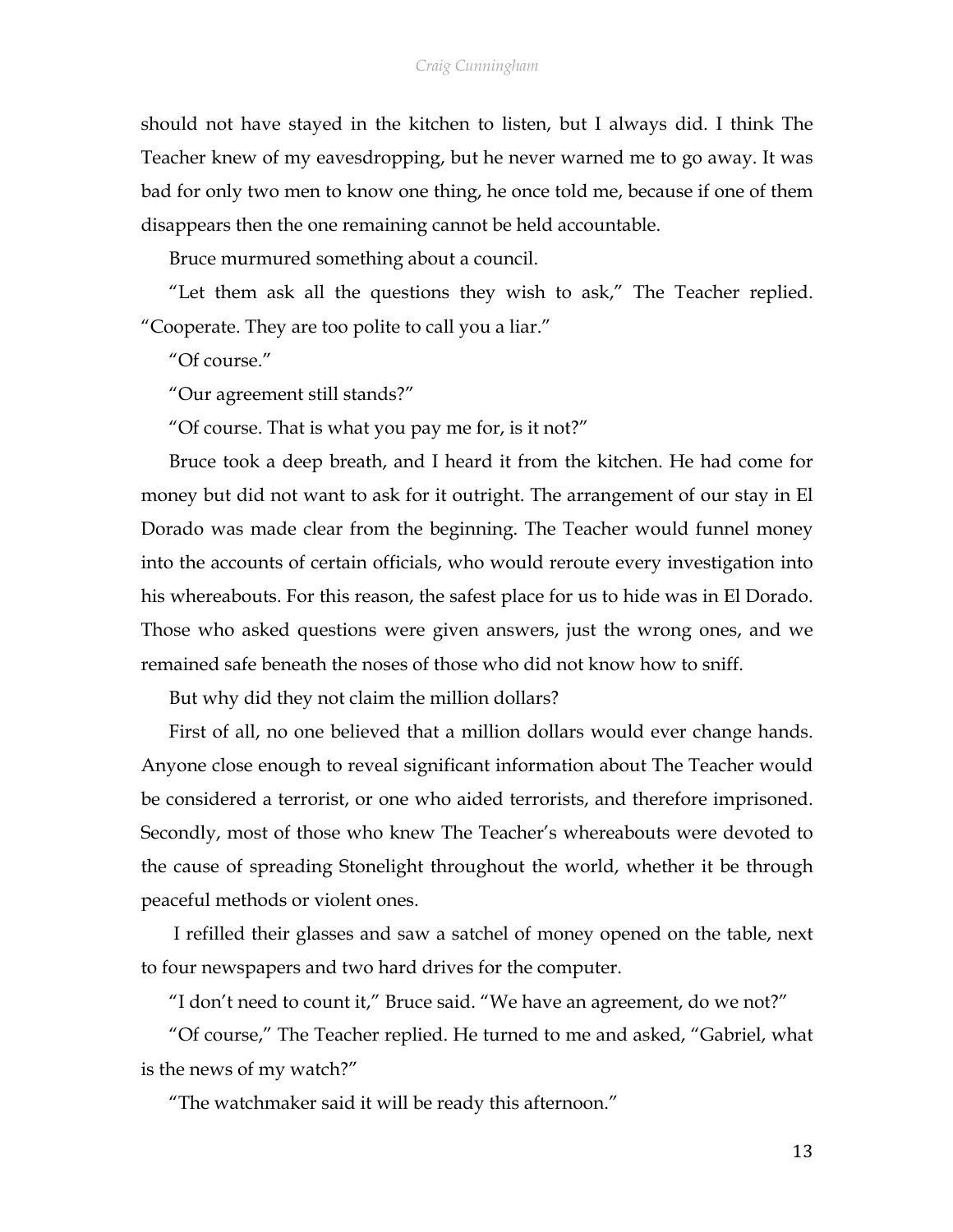should not have stayed in the kitchen to listen, but I always did. I think The Teacher knew of my eavesdropping, but he never warned me to go away. It was bad for only two men to know one thing, he once told me, because if one of them disappears then the one remaining cannot be held accountable.

Bruce murmured something about a council.

"Let them ask all the questions they wish to ask," The Teacher replied. "Cooperate. They are too polite to call you a liar."

"Of course."

"Our agreement still stands?"

"Of course. That is what you pay me for, is it not?"

Bruce took a deep breath, and I heard it from the kitchen. He had come for money but did not want to ask for it outright. The arrangement of our stay in El Dorado was made clear from the beginning. The Teacher would funnel money into the accounts of certain officials, who would reroute every investigation into his whereabouts. For this reason, the safest place for us to hide was in El Dorado. Those who asked questions were given answers, just the wrong ones, and we remained safe beneath the noses of those who did not know how to sniff.

But why did they not claim the million dollars?

First of all, no one believed that a million dollars would ever change hands. Anyone close enough to reveal significant information about The Teacher would be considered a terrorist, or one who aided terrorists, and therefore imprisoned. Secondly, most of those who knew The Teacher's whereabouts were devoted to the cause of spreading Stonelight throughout the world, whether it be through peaceful methods or violent ones.

I refilled their glasses and saw a satchel of money opened on the table, next to four newspapers and two hard drives for the computer.

"I don't need to count it," Bruce said. "We have an agreement, do we not?"

"Of course," The Teacher replied. He turned to me and asked, "Gabriel, what is the news of my watch?"

"The watchmaker said it will be ready this afternoon."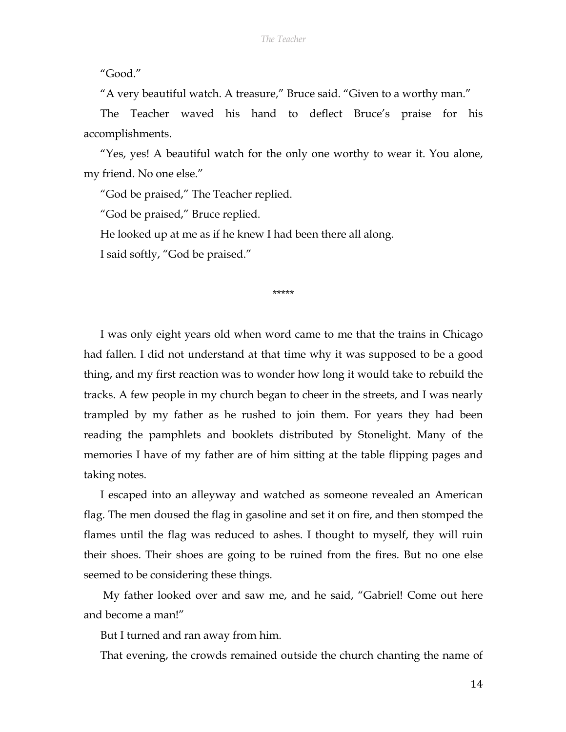"Good."

"A very beautiful watch. A treasure," Bruce said. "Given to a worthy man."

The Teacher waved his hand to deflect Bruce's praise for his accomplishments.

"Yes, yes! A beautiful watch for the only one worthy to wear it. You alone, my friend. No one else."

"God be praised," The Teacher replied.

"God be praised," Bruce replied.

He looked up at me as if he knew I had been there all along.

I said softly, "God be praised."

*****

I was only eight years old when word came to me that the trains in Chicago had fallen. I did not understand at that time why it was supposed to be a good thing, and my first reaction was to wonder how long it would take to rebuild the tracks. A few people in my church began to cheer in the streets, and I was nearly trampled by my father as he rushed to join them. For years they had been reading the pamphlets and booklets distributed by Stonelight. Many of the memories I have of my father are of him sitting at the table flipping pages and taking notes.

I escaped into an alleyway and watched as someone revealed an American flag. The men doused the flag in gasoline and set it on fire, and then stomped the flames until the flag was reduced to ashes. I thought to myself, they will ruin their shoes. Their shoes are going to be ruined from the fires. But no one else seemed to be considering these things.

My father looked over and saw me, and he said, "Gabriel! Come out here and become a man!"

But I turned and ran away from him.

That evening, the crowds remained outside the church chanting the name of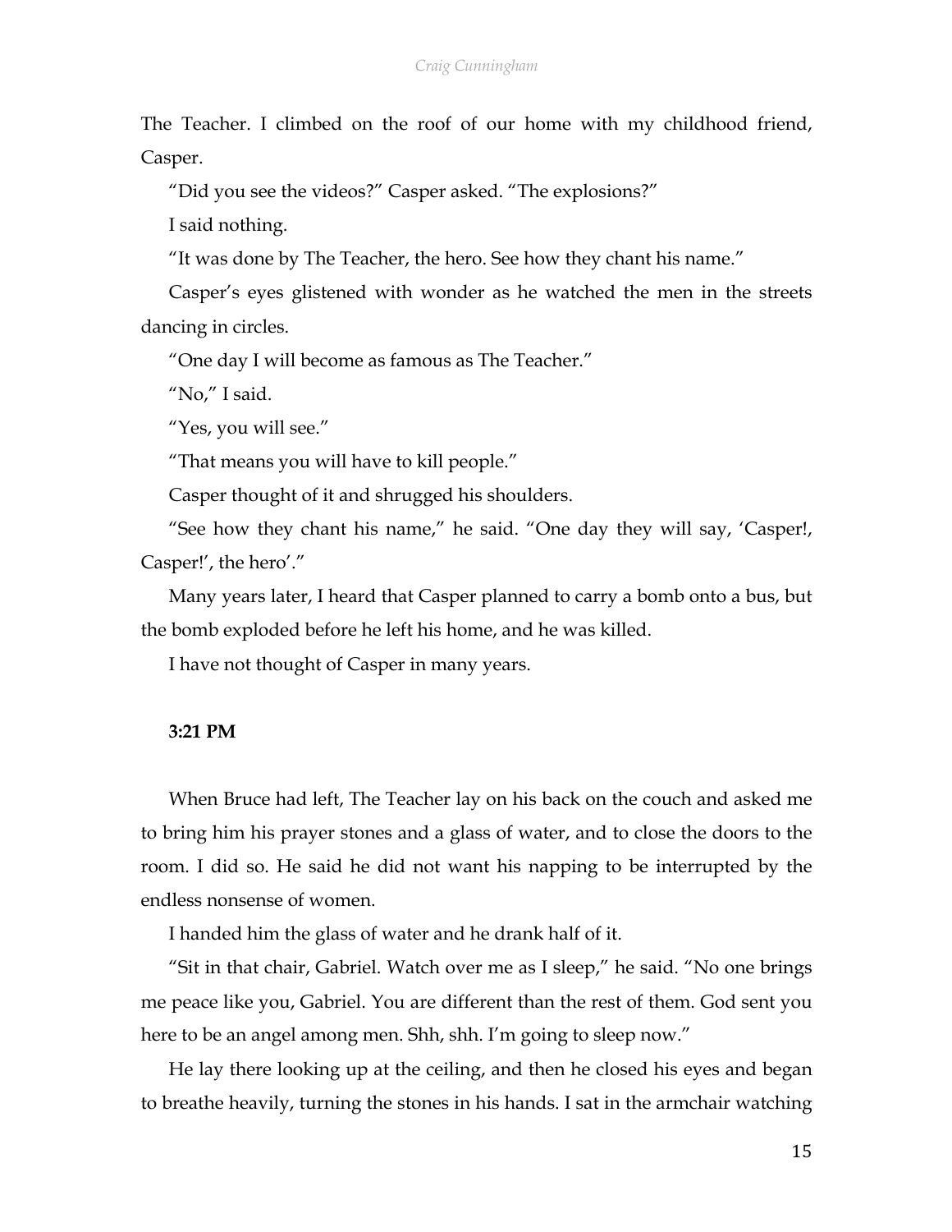The Teacher. I climbed on the roof of our home with my childhood friend, Casper.

"Did you see the videos?" Casper asked. "The explosions?"

I said nothing.

"It was done by The Teacher, the hero. See how they chant his name."

Casper's eyes glistened with wonder as he watched the men in the streets dancing in circles.

"One day I will become as famous as The Teacher."

"No," I said.

"Yes, you will see."

"That means you will have to kill people."

Casper thought of it and shrugged his shoulders.

"See how they chant his name," he said. "One day they will say, 'Casper!, Casper!', the hero'."

Many years later, I heard that Casper planned to carry a bomb onto a bus, but the bomb exploded before he left his home, and he was killed.

I have not thought of Casper in many years.

**3:21 PM**

When Bruce had left, The Teacher lay on his back on the couch and asked me to bring him his prayer stones and a glass of water, and to close the doors to the room. I did so. He said he did not want his napping to be interrupted by the endless nonsense of women.

I handed him the glass of water and he drank half of it.

"Sit in that chair, Gabriel. Watch over me as I sleep," he said. "No one brings me peace like you, Gabriel. You are different than the rest of them. God sent you here to be an angel among men. Shh, shh. I'm going to sleep now."

He lay there looking up at the ceiling, and then he closed his eyes and began to breathe heavily, turning the stones in his hands. I sat in the armchair watching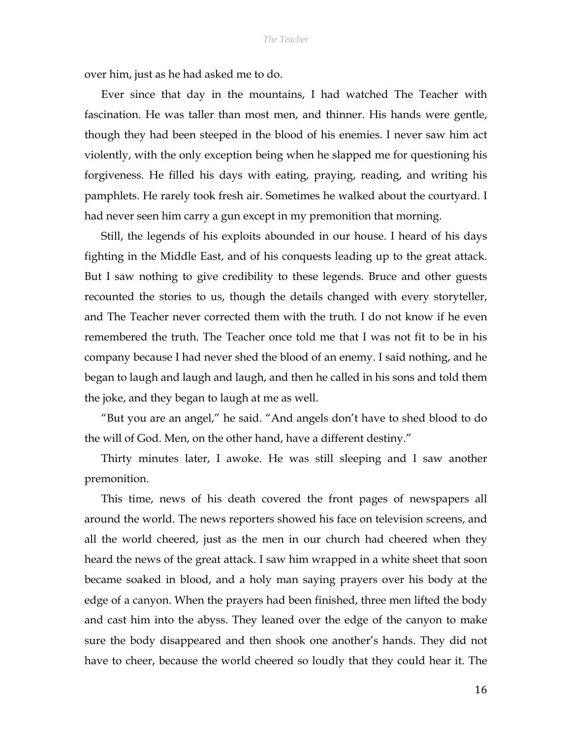over him, just as he had asked me to do.

Ever since that day in the mountains, I had watched The Teacher with fascination. He was taller than most men, and thinner. His hands were gentle, though they had been steeped in the blood of his enemies. I never saw him act violently, with the only exception being when he slapped me for questioning his forgiveness. He filled his days with eating, praying, reading, and writing his pamphlets. He rarely took fresh air. Sometimes he walked about the courtyard. I had never seen him carry a gun except in my premonition that morning.

Still, the legends of his exploits abounded in our house. I heard of his days fighting in the Middle East, and of his conquests leading up to the great attack. But I saw nothing to give credibility to these legends. Bruce and other guests recounted the stories to us, though the details changed with every storyteller, and The Teacher never corrected them with the truth. I do not know if he even remembered the truth. The Teacher once told me that I was not fit to be in his company because I had never shed the blood of an enemy. I said nothing, and he began to laugh and laugh and laugh, and then he called in his sons and told them the joke, and they began to laugh at me as well.

"But you are an angel," he said. "And angels don't have to shed blood to do the will of God. Men, on the other hand, have a different destiny."

Thirty minutes later, I awoke. He was still sleeping and I saw another premonition.

This time, news of his death covered the front pages of newspapers all around the world. The news reporters showed his face on television screens, and all the world cheered, just as the men in our church had cheered when they heard the news of the great attack. I saw him wrapped in a white sheet that soon became soaked in blood, and a holy man saying prayers over his body at the edge of a canyon. When the prayers had been finished, three men lifted the body and cast him into the abyss. They leaned over the edge of the canyon to make sure the body disappeared and then shook one another's hands. They did not have to cheer, because the world cheered so loudly that they could hear it. The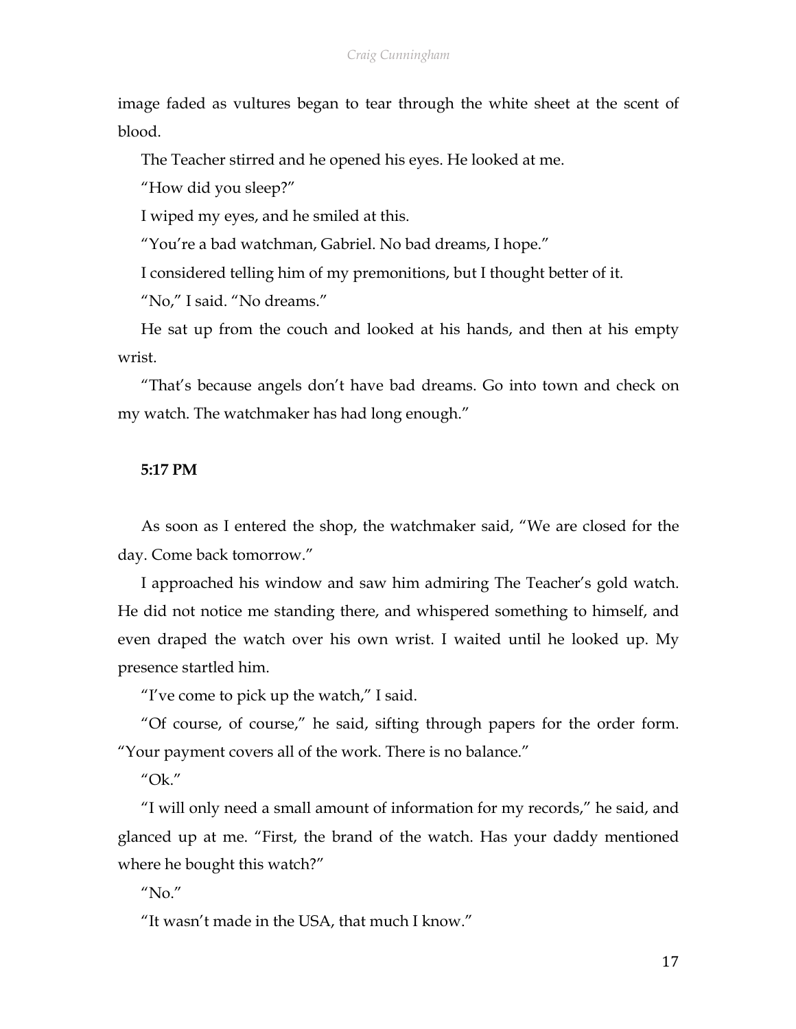image faded as vultures began to tear through the white sheet at the scent of blood.

The Teacher stirred and he opened his eyes. He looked at me.

"How did you sleep?"

I wiped my eyes, and he smiled at this.

"You're a bad watchman, Gabriel. No bad dreams, I hope."

I considered telling him of my premonitions, but I thought better of it.

"No," I said. "No dreams."

He sat up from the couch and looked at his hands, and then at his empty wrist.

"That's because angels don't have bad dreams. Go into town and check on my watch. The watchmaker has had long enough."

**5:17 PM**

As soon as I entered the shop, the watchmaker said, "We are closed for the day. Come back tomorrow."

I approached his window and saw him admiring The Teacher's gold watch. He did not notice me standing there, and whispered something to himself, and even draped the watch over his own wrist. I waited until he looked up. My presence startled him.

"I've come to pick up the watch," I said.

"Of course, of course," he said, sifting through papers for the order form. "Your payment covers all of the work. There is no balance."

"Ok."

"I will only need a small amount of information for my records," he said, and glanced up at me. "First, the brand of the watch. Has your daddy mentioned where he bought this watch?"

"No."

"It wasn't made in the USA, that much I know."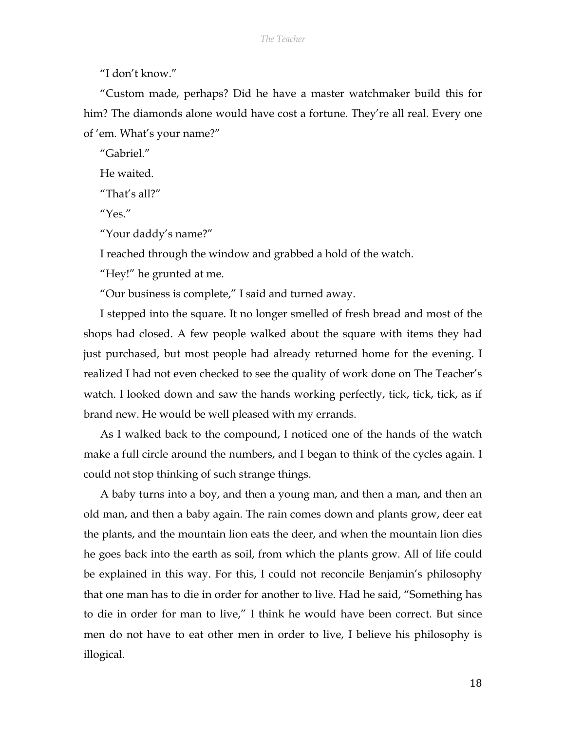"I don't know."

"Custom made, perhaps? Did he have a master watchmaker build this for him? The diamonds alone would have cost a fortune. They're all real. Every one of 'em. What's your name?"

"Gabriel."

He waited.

"That's all?"

"Yes."

"Your daddy's name?"

I reached through the window and grabbed a hold of the watch.

"Hey!" he grunted at me.

"Our business is complete," I said and turned away.

I stepped into the square. It no longer smelled of fresh bread and most of the shops had closed. A few people walked about the square with items they had just purchased, but most people had already returned home for the evening. I realized I had not even checked to see the quality of work done on The Teacher's watch. I looked down and saw the hands working perfectly, tick, tick, tick, as if brand new. He would be well pleased with my errands.

As I walked back to the compound, I noticed one of the hands of the watch make a full circle around the numbers, and I began to think of the cycles again. I could not stop thinking of such strange things.

A baby turns into a boy, and then a young man, and then a man, and then an old man, and then a baby again. The rain comes down and plants grow, deer eat the plants, and the mountain lion eats the deer, and when the mountain lion dies he goes back into the earth as soil, from which the plants grow. All of life could be explained in this way. For this, I could not reconcile Benjamin's philosophy that one man has to die in order for another to live. Had he said, "Something has to die in order for man to live," I think he would have been correct. But since men do not have to eat other men in order to live, I believe his philosophy is illogical.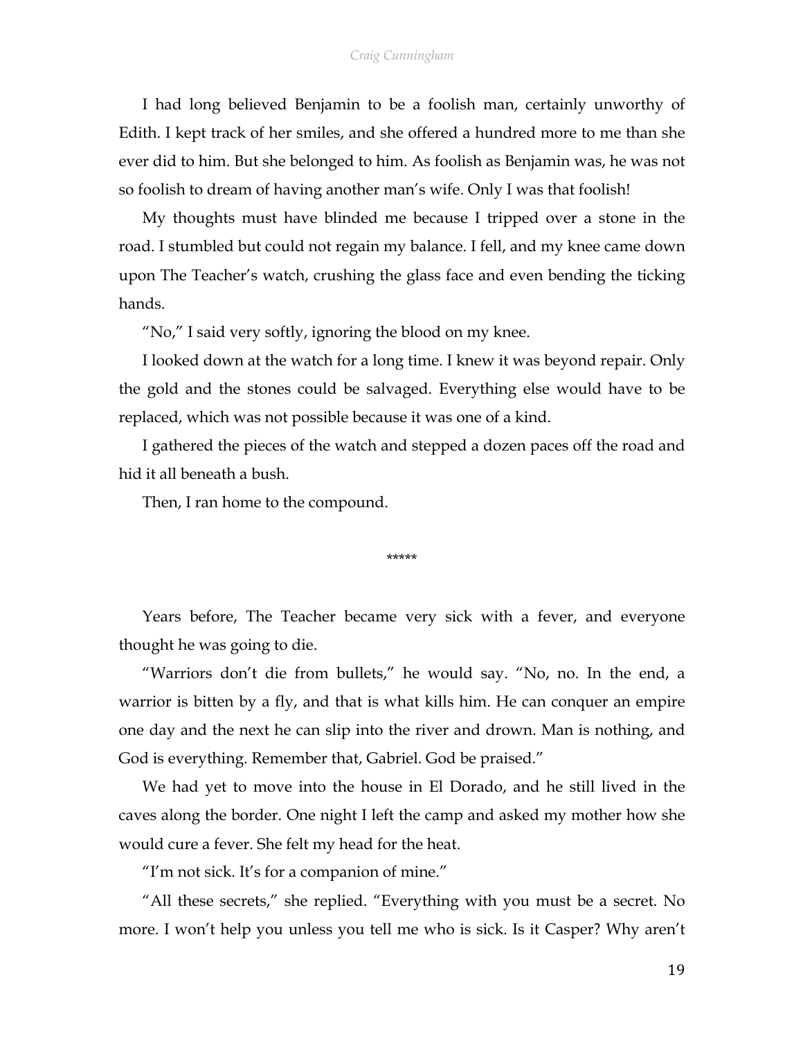I had long believed Benjamin to be a foolish man, certainly unworthy of Edith. I kept track of her smiles, and she offered a hundred more to me than she ever did to him. But she belonged to him. As foolish as Benjamin was, he was not so foolish to dream of having another man's wife. Only I was that foolish!

My thoughts must have blinded me because I tripped over a stone in the road. I stumbled but could not regain my balance. I fell, and my knee came down upon The Teacher's watch, crushing the glass face and even bending the ticking hands.

"No," I said very softly, ignoring the blood on my knee.

I looked down at the watch for a long time. I knew it was beyond repair. Only the gold and the stones could be salvaged. Everything else would have to be replaced, which was not possible because it was one of a kind.

I gathered the pieces of the watch and stepped a dozen paces off the road and hid it all beneath a bush.

Then, I ran home to the compound.

*****

Years before, The Teacher became very sick with a fever, and everyone thought he was going to die.

"Warriors don't die from bullets," he would say. "No, no. In the end, a warrior is bitten by a fly, and that is what kills him. He can conquer an empire one day and the next he can slip into the river and drown. Man is nothing, and God is everything. Remember that, Gabriel. God be praised."

We had yet to move into the house in El Dorado, and he still lived in the caves along the border. One night I left the camp and asked my mother how she would cure a fever. She felt my head for the heat.

"I'm not sick. It's for a companion of mine."

"All these secrets," she replied. "Everything with you must be a secret. No more. I won't help you unless you tell me who is sick. Is it Casper? Why aren't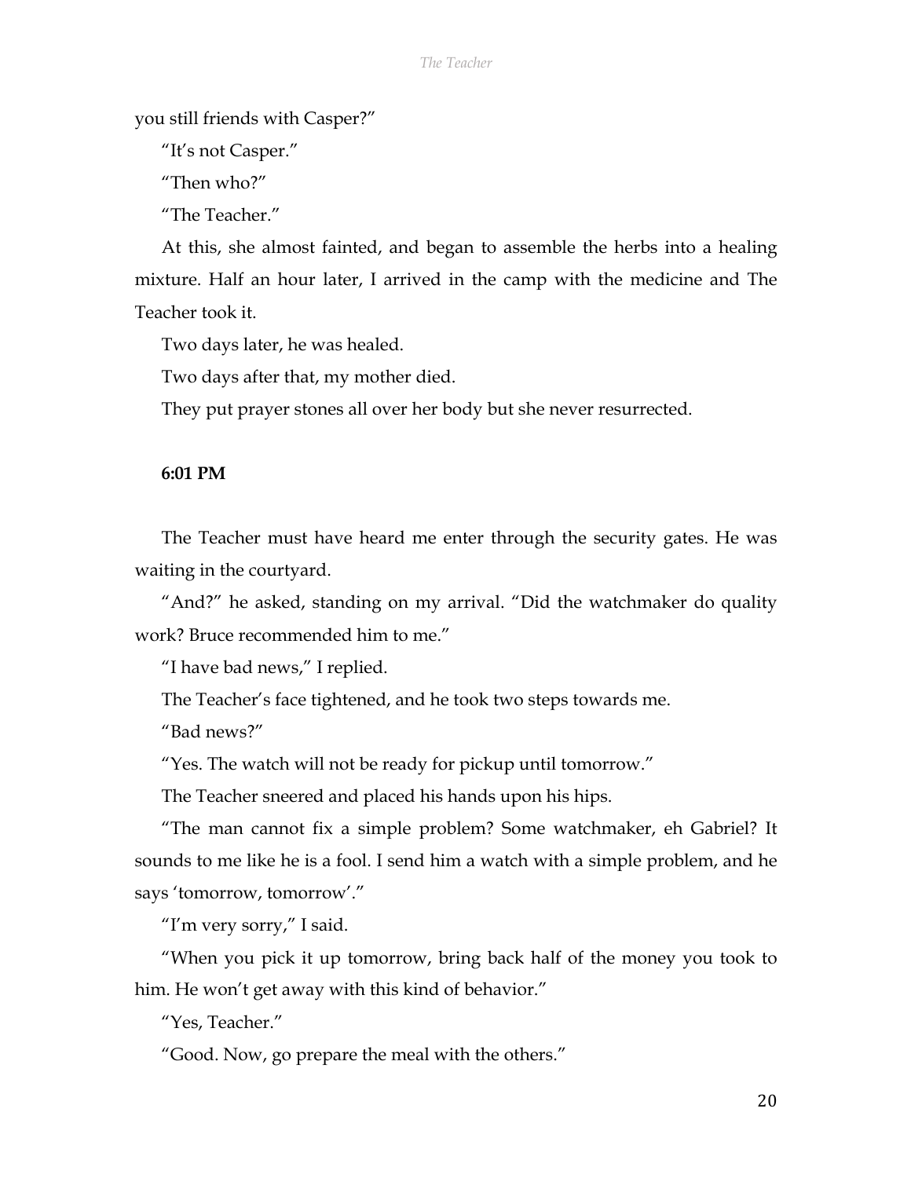you still friends with Casper?"

"It's not Casper."

"Then who?"

"The Teacher."

At this, she almost fainted, and began to assemble the herbs into a healing mixture. Half an hour later, I arrived in the camp with the medicine and The Teacher took it.

Two days later, he was healed.

Two days after that, my mother died.

They put prayer stones all over her body but she never resurrected.

**6:01 PM**

The Teacher must have heard me enter through the security gates. He was waiting in the courtyard.

"And?" he asked, standing on my arrival. "Did the watchmaker do quality work? Bruce recommended him to me."

"I have bad news," I replied.

The Teacher's face tightened, and he took two steps towards me.

"Bad news?"

"Yes. The watch will not be ready for pickup until tomorrow."

The Teacher sneered and placed his hands upon his hips.

"The man cannot fix a simple problem? Some watchmaker, eh Gabriel? It sounds to me like he is a fool. I send him a watch with a simple problem, and he says 'tomorrow, tomorrow'."

"I'm very sorry," I said.

"When you pick it up tomorrow, bring back half of the money you took to him. He won't get away with this kind of behavior."

"Yes, Teacher."

"Good. Now, go prepare the meal with the others."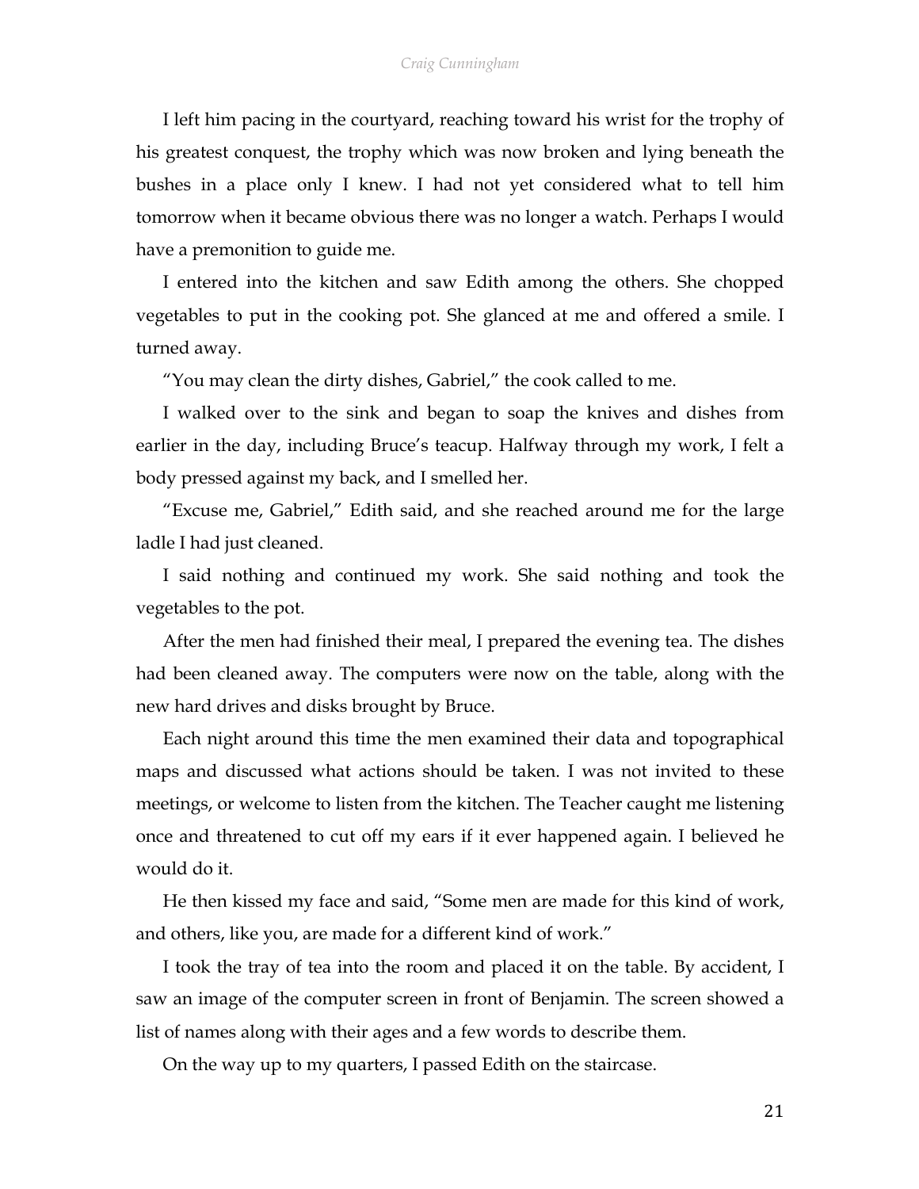I left him pacing in the courtyard, reaching toward his wrist for the trophy of his greatest conquest, the trophy which was now broken and lying beneath the bushes in a place only I knew. I had not yet considered what to tell him tomorrow when it became obvious there was no longer a watch. Perhaps I would have a premonition to guide me.

I entered into the kitchen and saw Edith among the others. She chopped vegetables to put in the cooking pot. She glanced at me and offered a smile. I turned away.

"You may clean the dirty dishes, Gabriel," the cook called to me.

I walked over to the sink and began to soap the knives and dishes from earlier in the day, including Bruce's teacup. Halfway through my work, I felt a body pressed against my back, and I smelled her.

"Excuse me, Gabriel," Edith said, and she reached around me for the large ladle I had just cleaned.

I said nothing and continued my work. She said nothing and took the vegetables to the pot.

After the men had finished their meal, I prepared the evening tea. The dishes had been cleaned away. The computers were now on the table, along with the new hard drives and disks brought by Bruce.

Each night around this time the men examined their data and topographical maps and discussed what actions should be taken. I was not invited to these meetings, or welcome to listen from the kitchen. The Teacher caught me listening once and threatened to cut off my ears if it ever happened again. I believed he would do it.

He then kissed my face and said, "Some men are made for this kind of work, and others, like you, are made for a different kind of work."

I took the tray of tea into the room and placed it on the table. By accident, I saw an image of the computer screen in front of Benjamin. The screen showed a list of names along with their ages and a few words to describe them.

On the way up to my quarters, I passed Edith on the staircase.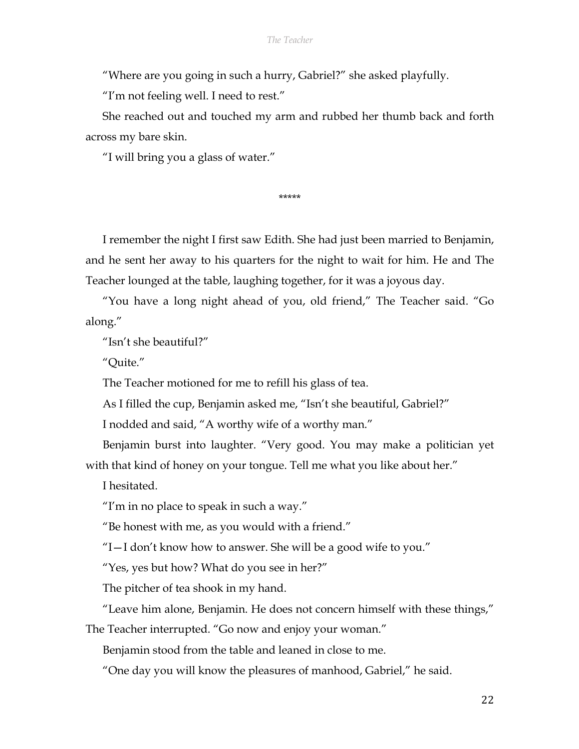"Where are you going in such a hurry, Gabriel?" she asked playfully.

"I'm not feeling well. I need to rest."

She reached out and touched my arm and rubbed her thumb back and forth across my bare skin.

"I will bring you a glass of water."

*****

I remember the night I first saw Edith. She had just been married to Benjamin, and he sent her away to his quarters for the night to wait for him. He and The Teacher lounged at the table, laughing together, for it was a joyous day.

"You have a long night ahead of you, old friend," The Teacher said. "Go along."

"Isn't she beautiful?"

"Quite."

The Teacher motioned for me to refill his glass of tea.

As I filled the cup, Benjamin asked me, "Isn't she beautiful, Gabriel?"

I nodded and said, "A worthy wife of a worthy man."

Benjamin burst into laughter. "Very good. You may make a politician yet with that kind of honey on your tongue. Tell me what you like about her."

I hesitated.

"I'm in no place to speak in such a way."

"Be honest with me, as you would with a friend."

"I—I don't know how to answer. She will be a good wife to you."

"Yes, yes but how? What do you see in her?"

The pitcher of tea shook in my hand.

"Leave him alone, Benjamin. He does not concern himself with these things," The Teacher interrupted. "Go now and enjoy your woman."

Benjamin stood from the table and leaned in close to me.

"One day you will know the pleasures of manhood, Gabriel," he said.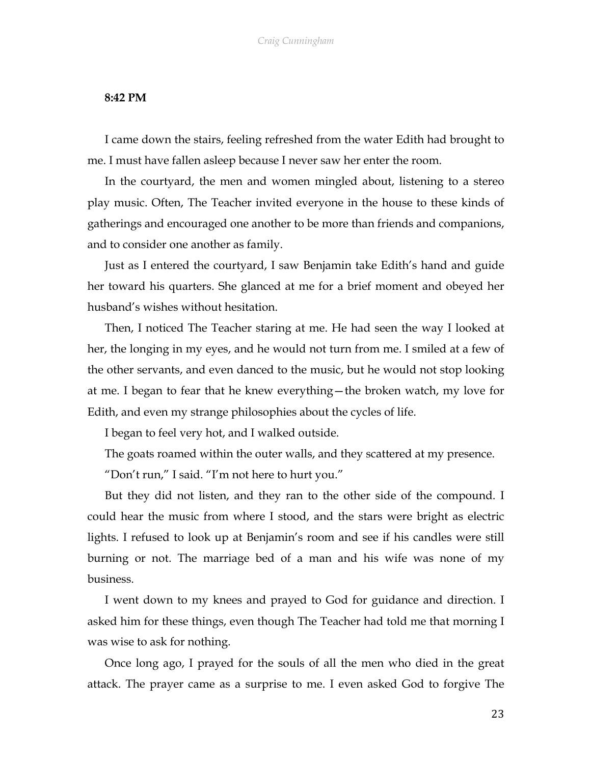**8:42 PM**

I came down the stairs, feeling refreshed from the water Edith had brought to me. I must have fallen asleep because I never saw her enter the room.

In the courtyard, the men and women mingled about, listening to a stereo play music. Often, The Teacher invited everyone in the house to these kinds of gatherings and encouraged one another to be more than friends and companions, and to consider one another as family.

Just as I entered the courtyard, I saw Benjamin take Edith's hand and guide her toward his quarters. She glanced at me for a brief moment and obeyed her husband's wishes without hesitation.

Then, I noticed The Teacher staring at me. He had seen the way I looked at her, the longing in my eyes, and he would not turn from me. I smiled at a few of the other servants, and even danced to the music, but he would not stop looking at me. I began to fear that he knew everything—the broken watch, my love for Edith, and even my strange philosophies about the cycles of life.

I began to feel very hot, and I walked outside.

The goats roamed within the outer walls, and they scattered at my presence.

"Don't run," I said. "I'm not here to hurt you."

But they did not listen, and they ran to the other side of the compound. I could hear the music from where I stood, and the stars were bright as electric lights. I refused to look up at Benjamin's room and see if his candles were still burning or not. The marriage bed of a man and his wife was none of my business.

I went down to my knees and prayed to God for guidance and direction. I asked him for these things, even though The Teacher had told me that morning I was wise to ask for nothing.

Once long ago, I prayed for the souls of all the men who died in the great attack. The prayer came as a surprise to me. I even asked God to forgive The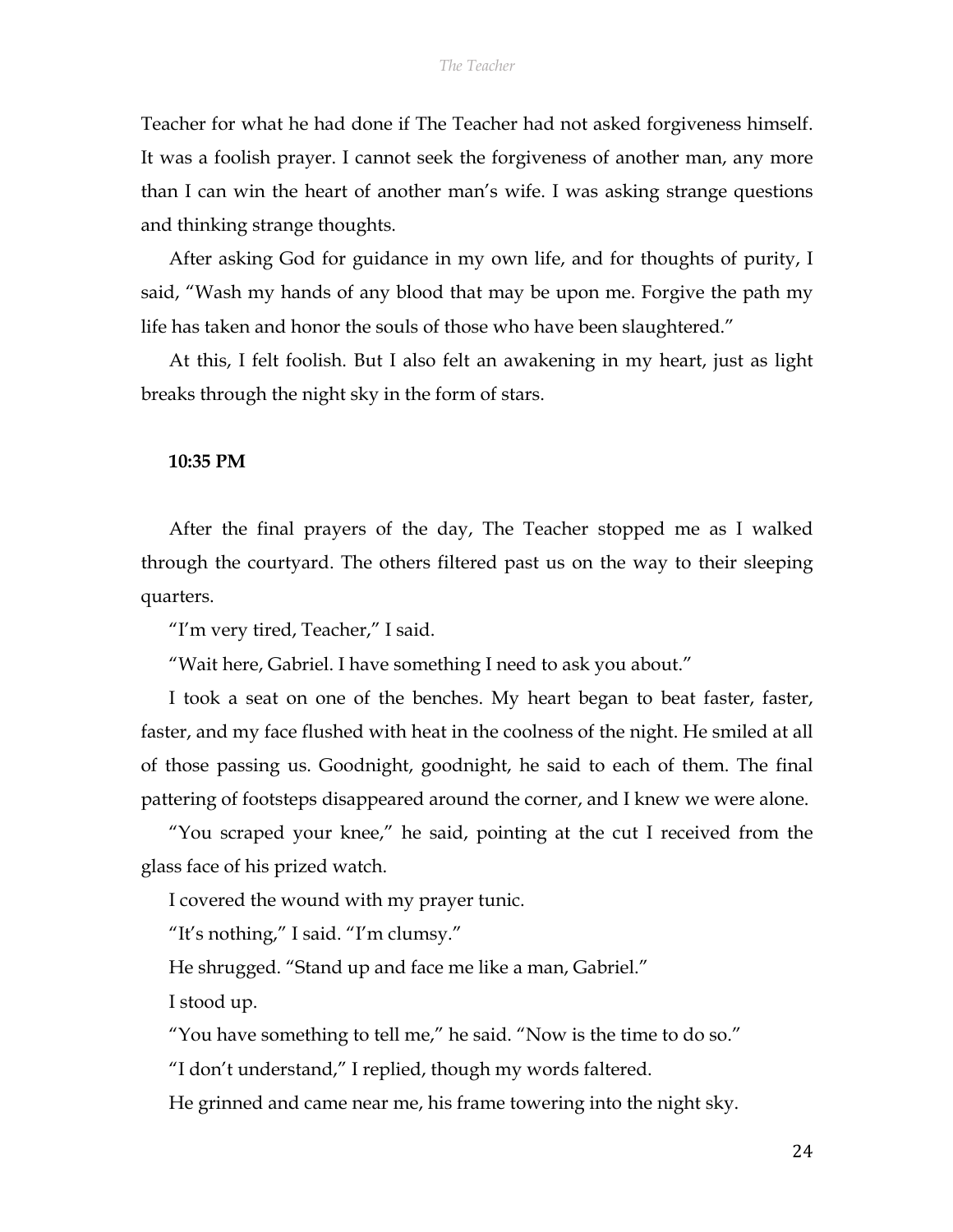Teacher for what he had done if The Teacher had not asked forgiveness himself. It was a foolish prayer. I cannot seek the forgiveness of another man, any more than I can win the heart of another man's wife. I was asking strange questions and thinking strange thoughts.

After asking God for guidance in my own life, and for thoughts of purity, I said, "Wash my hands of any blood that may be upon me. Forgive the path my life has taken and honor the souls of those who have been slaughtered."

At this, I felt foolish. But I also felt an awakening in my heart, just as light breaks through the night sky in the form of stars.

**10:35 PM**

After the final prayers of the day, The Teacher stopped me as I walked through the courtyard. The others filtered past us on the way to their sleeping quarters.

"I'm very tired, Teacher," I said.

"Wait here, Gabriel. I have something I need to ask you about."

I took a seat on one of the benches. My heart began to beat faster, faster, faster, and my face flushed with heat in the coolness of the night. He smiled at all of those passing us. Goodnight, goodnight, he said to each of them. The final pattering of footsteps disappeared around the corner, and I knew we were alone.

"You scraped your knee," he said, pointing at the cut I received from the glass face of his prized watch.

I covered the wound with my prayer tunic.

"It's nothing," I said. "I'm clumsy."

He shrugged. "Stand up and face me like a man, Gabriel."

I stood up.

"You have something to tell me," he said. "Now is the time to do so."

"I don't understand," I replied, though my words faltered.

He grinned and came near me, his frame towering into the night sky.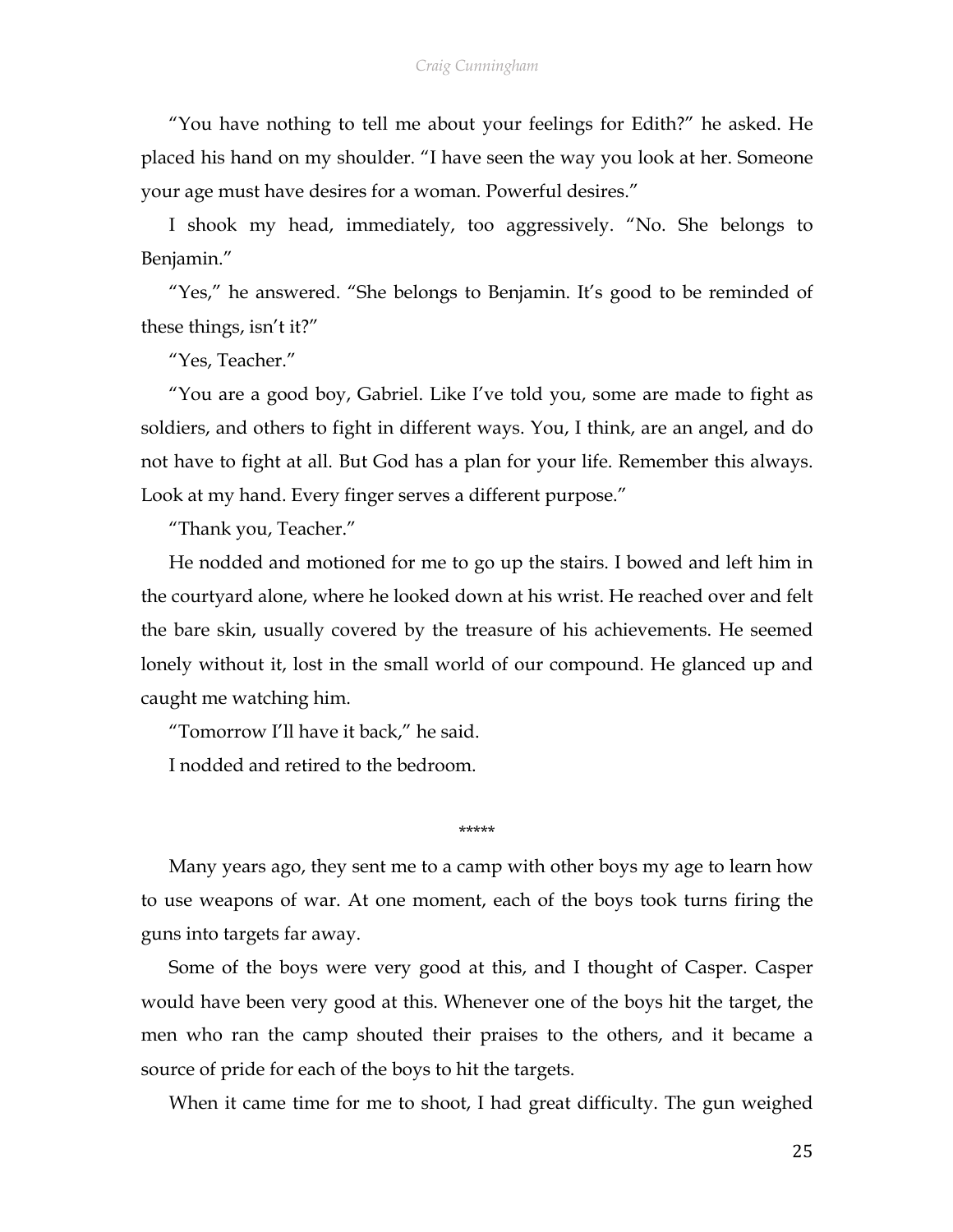"You have nothing to tell me about your feelings for Edith?" he asked. He placed his hand on my shoulder. "I have seen the way you look at her. Someone your age must have desires for a woman. Powerful desires."

I shook my head, immediately, too aggressively. "No. She belongs to Benjamin."

"Yes," he answered. "She belongs to Benjamin. It's good to be reminded of these things, isn't it?"

"Yes, Teacher."

"You are a good boy, Gabriel. Like I've told you, some are made to fight as soldiers, and others to fight in different ways. You, I think, are an angel, and do not have to fight at all. But God has a plan for your life. Remember this always. Look at my hand. Every finger serves a different purpose."

"Thank you, Teacher."

He nodded and motioned for me to go up the stairs. I bowed and left him in the courtyard alone, where he looked down at his wrist. He reached over and felt the bare skin, usually covered by the treasure of his achievements. He seemed lonely without it, lost in the small world of our compound. He glanced up and caught me watching him.

"Tomorrow I'll have it back," he said.

I nodded and retired to the bedroom.

*****

Many years ago, they sent me to a camp with other boys my age to learn how to use weapons of war. At one moment, each of the boys took turns firing the guns into targets far away.

Some of the boys were very good at this, and I thought of Casper. Casper would have been very good at this. Whenever one of the boys hit the target, the men who ran the camp shouted their praises to the others, and it became a source of pride for each of the boys to hit the targets.

When it came time for me to shoot, I had great difficulty. The gun weighed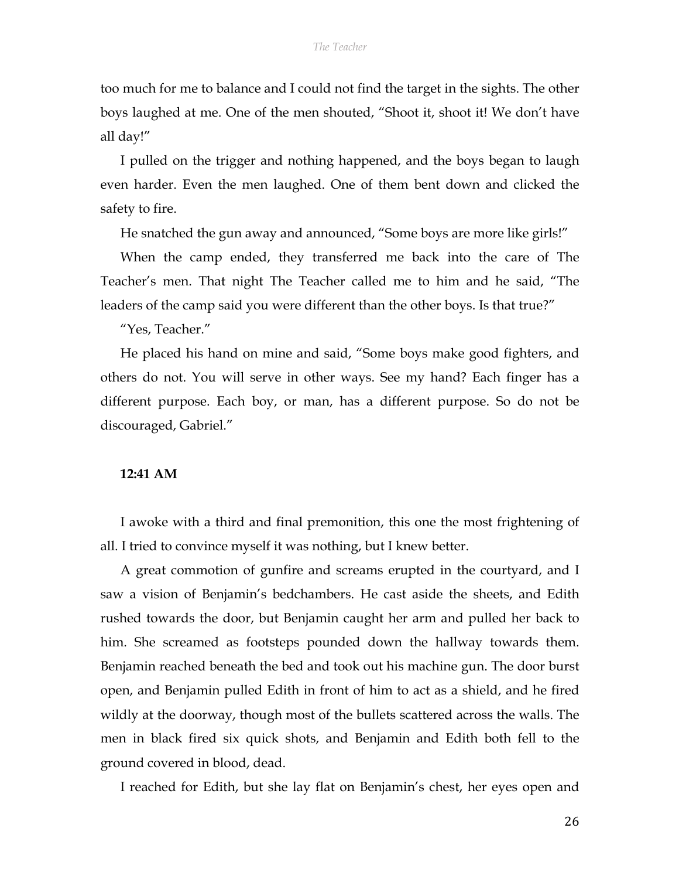too much for me to balance and I could not find the target in the sights. The other boys laughed at me. One of the men shouted, "Shoot it, shoot it! We don't have all day!"

I pulled on the trigger and nothing happened, and the boys began to laugh even harder. Even the men laughed. One of them bent down and clicked the safety to fire.

He snatched the gun away and announced, "Some boys are more like girls!"

When the camp ended, they transferred me back into the care of The Teacher's men. That night The Teacher called me to him and he said, "The leaders of the camp said you were different than the other boys. Is that true?"

"Yes, Teacher."

He placed his hand on mine and said, "Some boys make good fighters, and others do not. You will serve in other ways. See my hand? Each finger has a different purpose. Each boy, or man, has a different purpose. So do not be discouraged, Gabriel."

**12:41 AM**

I awoke with a third and final premonition, this one the most frightening of all. I tried to convince myself it was nothing, but I knew better.

A great commotion of gunfire and screams erupted in the courtyard, and I saw a vision of Benjamin's bedchambers. He cast aside the sheets, and Edith rushed towards the door, but Benjamin caught her arm and pulled her back to him. She screamed as footsteps pounded down the hallway towards them. Benjamin reached beneath the bed and took out his machine gun. The door burst open, and Benjamin pulled Edith in front of him to act as a shield, and he fired wildly at the doorway, though most of the bullets scattered across the walls. The men in black fired six quick shots, and Benjamin and Edith both fell to the ground covered in blood, dead.

I reached for Edith, but she lay flat on Benjamin's chest, her eyes open and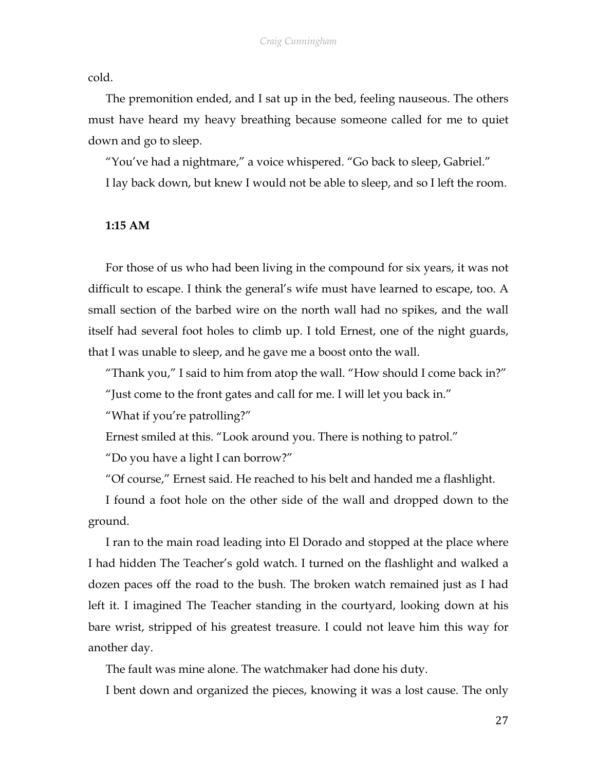cold.

The premonition ended, and I sat up in the bed, feeling nauseous. The others must have heard my heavy breathing because someone called for me to quiet down and go to sleep.

“You’ve had a nightmare,” a voice whispered. “Go back to sleep, Gabriel.”

I lay back down, but knew I would not be able to sleep, and so I left the room.

**1:15 AM**

For those of us who had been living in the compound for six years, it was not difficult to escape. I think the general’s wife must have learned to escape, too. A small section of the barbed wire on the north wall had no spikes, and the wall itself had several foot holes to climb up. I told Ernest, one of the night guards, that I was unable to sleep, and he gave me a boost onto the wall.

“Thank you,” I said to him from atop the wall. “How should I come back in?”

“Just come to the front gates and call for me. I will let you back in.”

“What if you’re patrolling?”

Ernest smiled at this. “Look around you. There is nothing to patrol.”

“Do you have a light I can borrow?”

“Of course,” Ernest said. He reached to his belt and handed me a flashlight.

I found a foot hole on the other side of the wall and dropped down to the ground.

I ran to the main road leading into El Dorado and stopped at the place where I had hidden The Teacher’s gold watch. I turned on the flashlight and walked a dozen paces off the road to the bush. The broken watch remained just as I had left it. I imagined The Teacher standing in the courtyard, looking down at his bare wrist, stripped of his greatest treasure. I could not leave him this way for another day.

The fault was mine alone. The watchmaker had done his duty.

I bent down and organized the pieces, knowing it was a lost cause. The only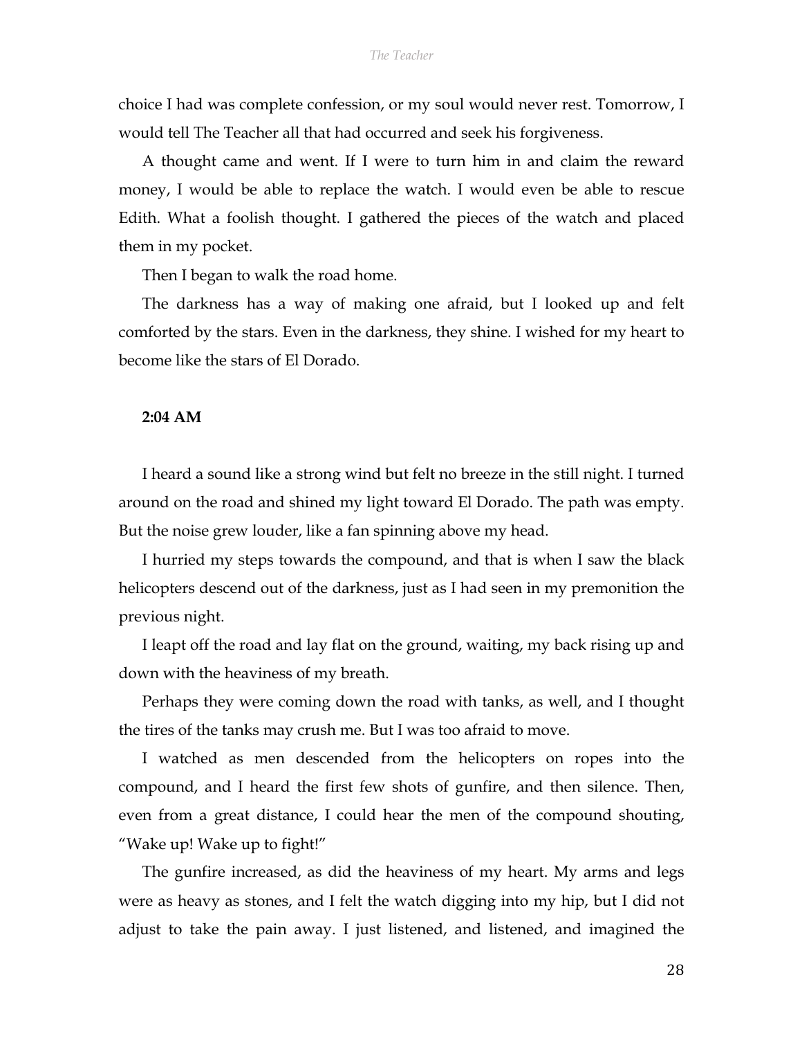choice I had was complete confession, or my soul would never rest. Tomorrow, I would tell The Teacher all that had occurred and seek his forgiveness.

A thought came and went. If I were to turn him in and claim the reward money, I would be able to replace the watch. I would even be able to rescue Edith. What a foolish thought. I gathered the pieces of the watch and placed them in my pocket.

Then I began to walk the road home.

The darkness has a way of making one afraid, but I looked up and felt comforted by the stars. Even in the darkness, they shine. I wished for my heart to become like the stars of El Dorado.

**2:04 AM**

I heard a sound like a strong wind but felt no breeze in the still night. I turned around on the road and shined my light toward El Dorado. The path was empty. But the noise grew louder, like a fan spinning above my head.

I hurried my steps towards the compound, and that is when I saw the black helicopters descend out of the darkness, just as I had seen in my premonition the previous night.

I leapt off the road and lay flat on the ground, waiting, my back rising up and down with the heaviness of my breath.

Perhaps they were coming down the road with tanks, as well, and I thought the tires of the tanks may crush me. But I was too afraid to move.

I watched as men descended from the helicopters on ropes into the compound, and I heard the first few shots of gunfire, and then silence. Then, even from a great distance, I could hear the men of the compound shouting, "Wake up! Wake up to fight!"

The gunfire increased, as did the heaviness of my heart. My arms and legs were as heavy as stones, and I felt the watch digging into my hip, but I did not adjust to take the pain away. I just listened, and listened, and imagined the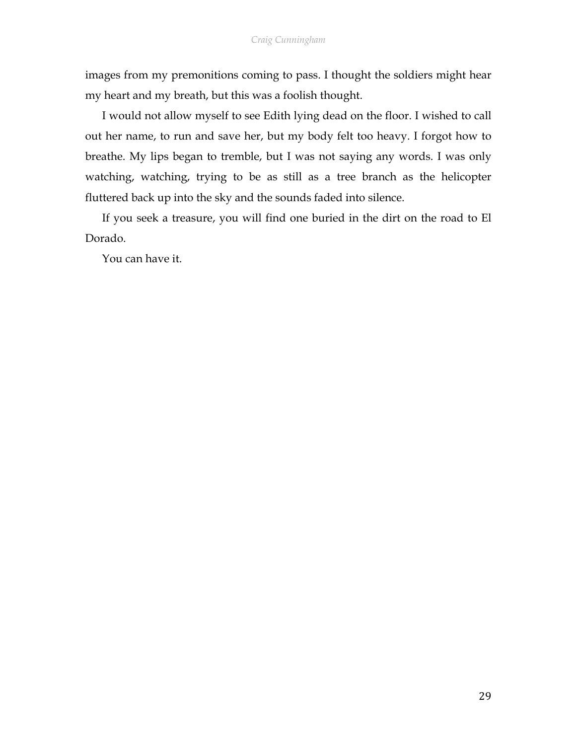images from my premonitions coming to pass. I thought the soldiers might hear my heart and my breath, but this was a foolish thought.

I would not allow myself to see Edith lying dead on the floor. I wished to call out her name, to run and save her, but my body felt too heavy. I forgot how to breathe. My lips began to tremble, but I was not saying any words. I was only watching, watching, trying to be as still as a tree branch as the helicopter fluttered back up into the sky and the sounds faded into silence.

If you seek a treasure, you will find one buried in the dirt on the road to El Dorado.

You can have it.